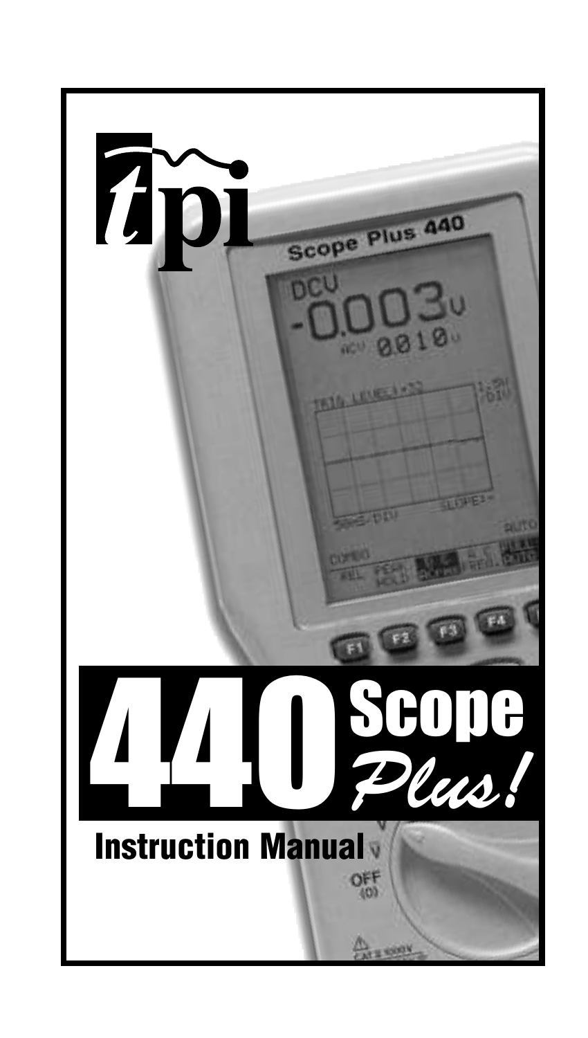tpi

# 440 Scope *Plus!*

## Instruction Manual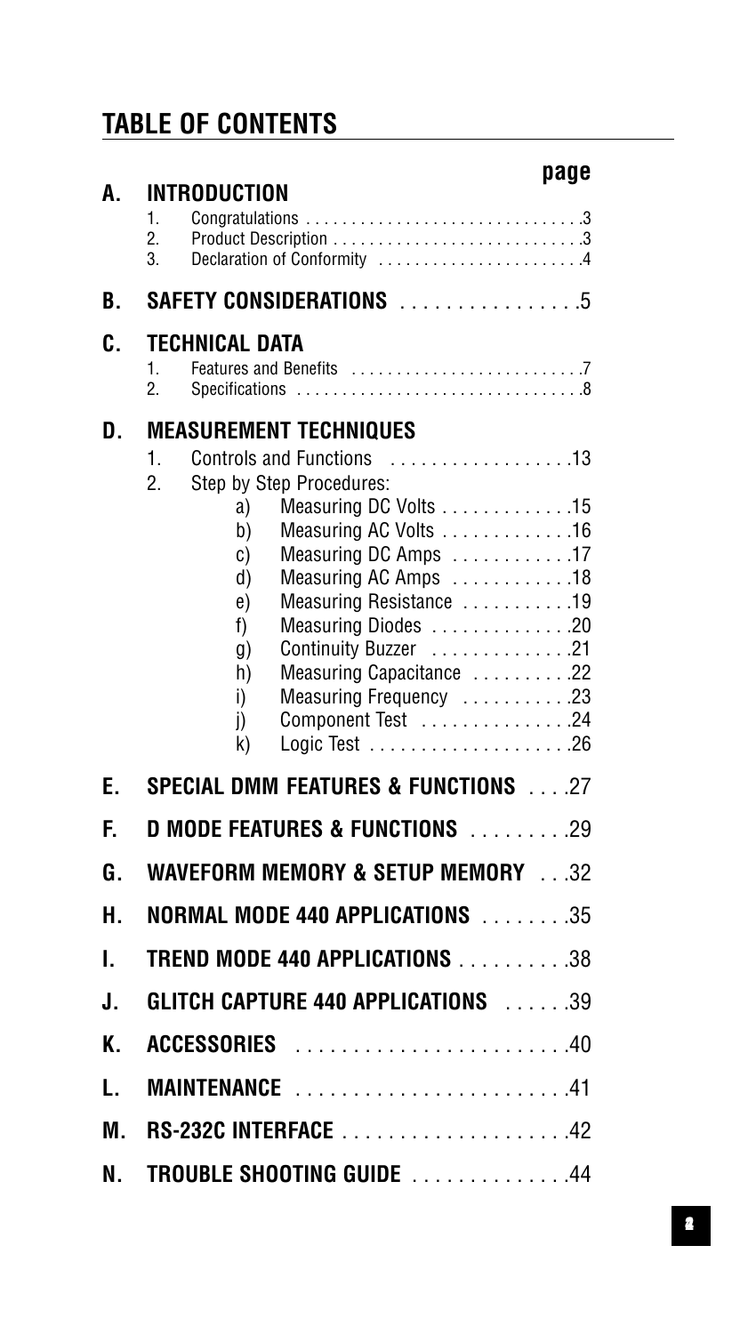# TABLE OF CONTENTS

page

**A. INTRODUCTION**

1. Congratulations ....3
2. Product Description ....3
3. Declaration of Conformity ....4

**B. SAFETY CONSIDERATIONS** ....5

**C. TECHNICAL DATA**

1. Features and Benefits ....7
2. Specifications ....8

**D. MEASUREMENT TECHNIQUES**

1. Controls and Functions ....13
2. Step by Step Procedures:
   - a) Measuring DC Volts ....15
   - b) Measuring AC Volts ....16
   - c) Measuring DC Amps ....17
   - d) Measuring AC Amps ....18
   - e) Measuring Resistance ....19
   - f) Measuring Diodes ....20
   - g) Continuity Buzzer ....21
   - h) Measuring Capacitance ....22
   - i) Measuring Frequency ....23
   - j) Component Test ....24
   - k) Logic Test ....26

**E. SPECIAL DMM FEATURES & FUNCTIONS** ....27

**F. D MODE FEATURES & FUNCTIONS** ....29

**G. WAVEFORM MEMORY & SETUP MEMORY** ....32

**H. NORMAL MODE 440 APPLICATIONS** ....35

**I. TREND MODE 440 APPLICATIONS** ....38

**J. GLITCH CAPTURE 440 APPLICATIONS** ....39

**K. ACCESSORIES** ....40

**L. MAINTENANCE** ....41

**M. RS-232C INTERFACE** ....42

**N. TROUBLE SHOOTING GUIDE** ....44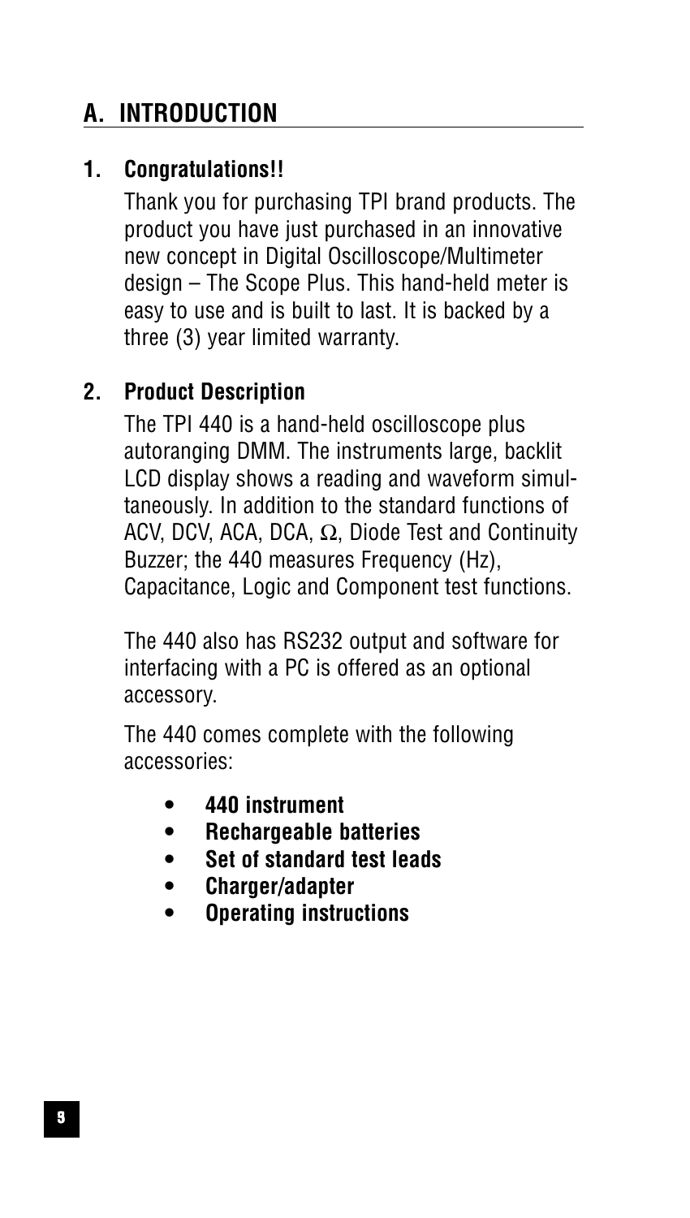## A. INTRODUCTION

### 1. Congratulations!!

Thank you for purchasing TPI brand products. The product you have just purchased in an innovative new concept in Digital Oscilloscope/Multimeter design – The Scope Plus. This hand-held meter is easy to use and is built to last. It is backed by a three (3) year limited warranty.

### 2. Product Description

The TPI 440 is a hand-held oscilloscope plus autoranging DMM. The instruments large, backlit LCD display shows a reading and waveform simultaneously. In addition to the standard functions of ACV, DCV, ACA, DCA, Ω, Diode Test and Continuity Buzzer; the 440 measures Frequency (Hz), Capacitance, Logic and Component test functions.

The 440 also has RS232 output and software for interfacing with a PC is offered as an optional accessory.

The 440 comes complete with the following accessories:

- **440 instrument**
- **Rechargeable batteries**
- **Set of standard test leads**
- **Charger/adapter**
- **Operating instructions**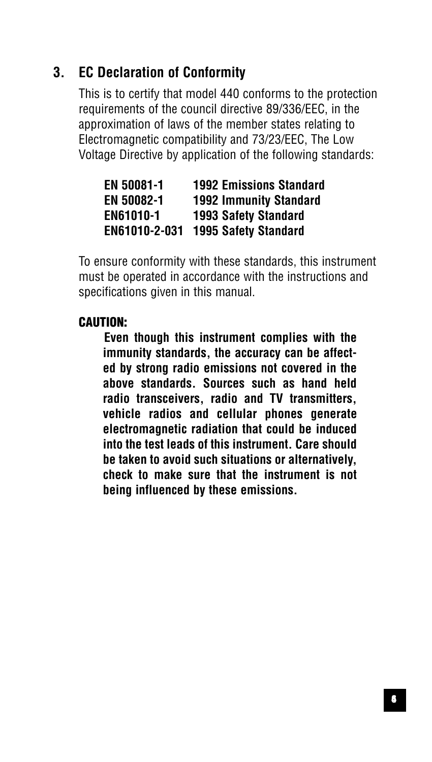## 3. EC Declaration of Conformity

This is to certify that model 440 conforms to the protection requirements of the council directive 89/336/EEC, in the approximation of laws of the member states relating to Electromagnetic compatibility and 73/23/EEC, The Low Voltage Directive by application of the following standards:

| | |
|---|---|
| **EN 50081-1** | **1992 Emissions Standard** |
| **EN 50082-1** | **1992 Immunity Standard** |
| **EN61010-1** | **1993 Safety Standard** |
| **EN61010-2-031** | **1995 Safety Standard** |

To ensure conformity with these standards, this instrument must be operated in accordance with the instructions and specifications given in this manual.

**CAUTION:**

**Even though this instrument complies with the immunity standards, the accuracy can be affected by strong radio emissions not covered in the above standards. Sources such as hand held radio transceivers, radio and TV transmitters, vehicle radios and cellular phones generate electromagnetic radiation that could be induced into the test leads of this instrument. Care should be taken to avoid such situations or alternatively, check to make sure that the instrument is not being influenced by these emissions.**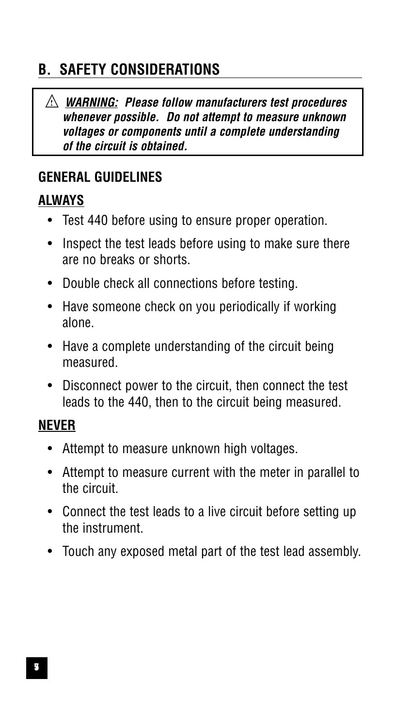## B. SAFETY CONSIDERATIONS

> ⚠ ***WARNING:*** ***Please follow manufacturers test procedures whenever possible. Do not attempt to measure unknown voltages or components until a complete understanding of the circuit is obtained.***

### GENERAL GUIDELINES

#### ALWAYS

- Test 440 before using to ensure proper operation.
- Inspect the test leads before using to make sure there are no breaks or shorts.
- Double check all connections before testing.
- Have someone check on you periodically if working alone.
- Have a complete understanding of the circuit being measured.
- Disconnect power to the circuit, then connect the test leads to the 440, then to the circuit being measured.

#### NEVER

- Attempt to measure unknown high voltages.
- Attempt to measure current with the meter in parallel to the circuit.
- Connect the test leads to a live circuit before setting up the instrument.
- Touch any exposed metal part of the test lead assembly.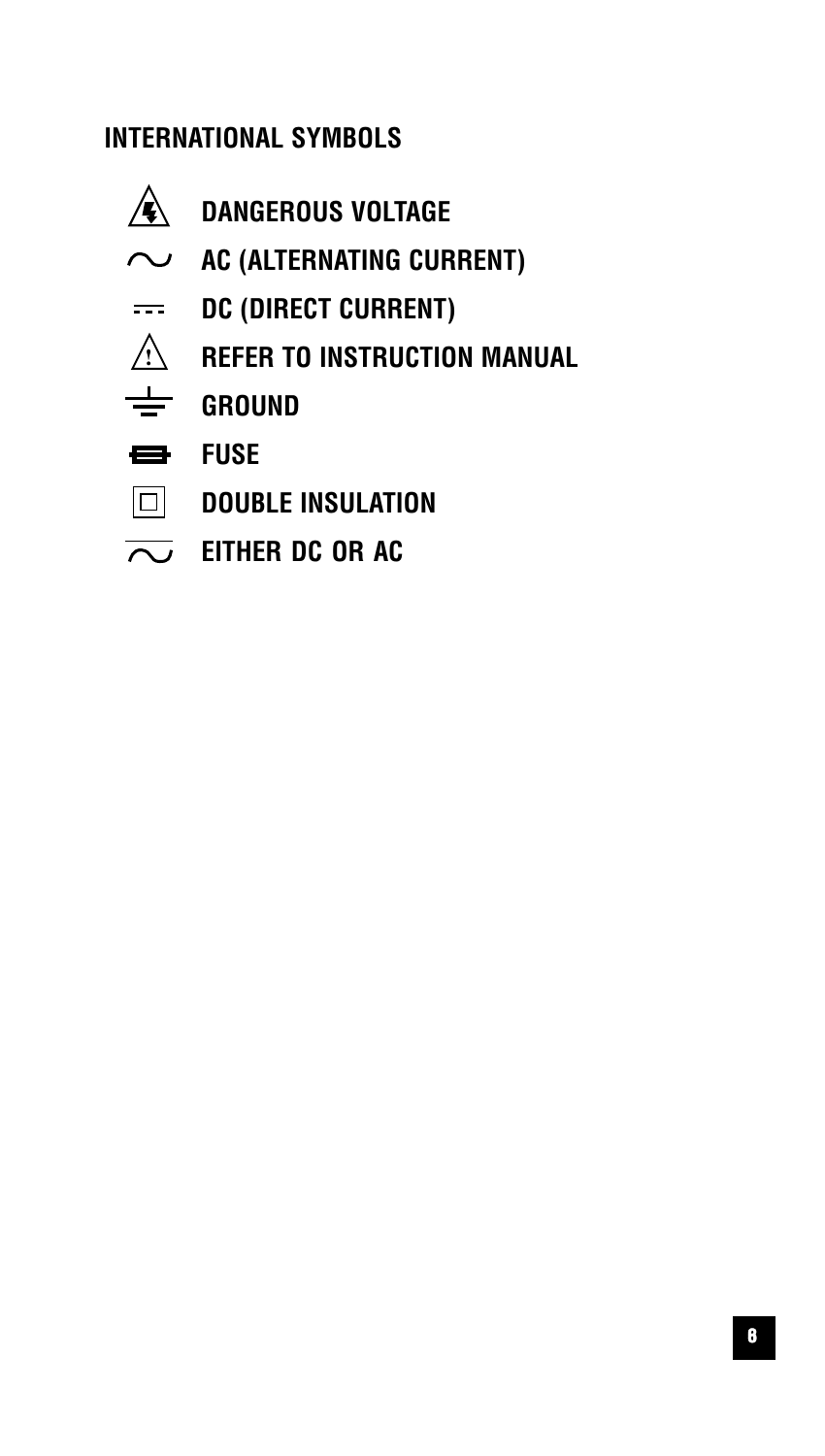## INTERNATIONAL SYMBOLS

- DANGEROUS VOLTAGE
- AC (ALTERNATING CURRENT)
- DC (DIRECT CURRENT)
- REFER TO INSTRUCTION MANUAL
- GROUND
- FUSE
- DOUBLE INSULATION
- EITHER DC OR AC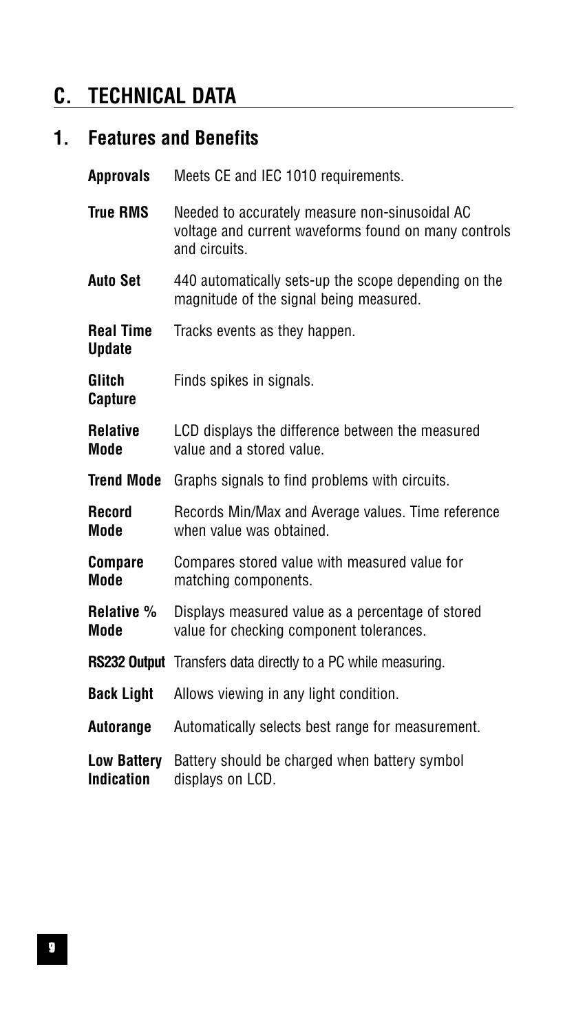# C. TECHNICAL DATA

## 1. Features and Benefits

| | |
|---|---|
| **Approvals** | Meets CE and IEC 1010 requirements. |
| **True RMS** | Needed to accurately measure non-sinusoidal AC voltage and current waveforms found on many controls and circuits. |
| **Auto Set** | 440 automatically sets-up the scope depending on the magnitude of the signal being measured. |
| **Real Time Update** | Tracks events as they happen. |
| **Glitch Capture** | Finds spikes in signals. |
| **Relative Mode** | LCD displays the difference between the measured value and a stored value. |
| **Trend Mode** | Graphs signals to find problems with circuits. |
| **Record Mode** | Records Min/Max and Average values. Time reference when value was obtained. |
| **Compare Mode** | Compares stored value with measured value for matching components. |
| **Relative % Mode** | Displays measured value as a percentage of stored value for checking component tolerances. |
| **RS232 Output** | Transfers data directly to a PC while measuring. |
| **Back Light** | Allows viewing in any light condition. |
| **Autorange** | Automatically selects best range for measurement. |
| **Low Battery Indication** | Battery should be charged when battery symbol displays on LCD. |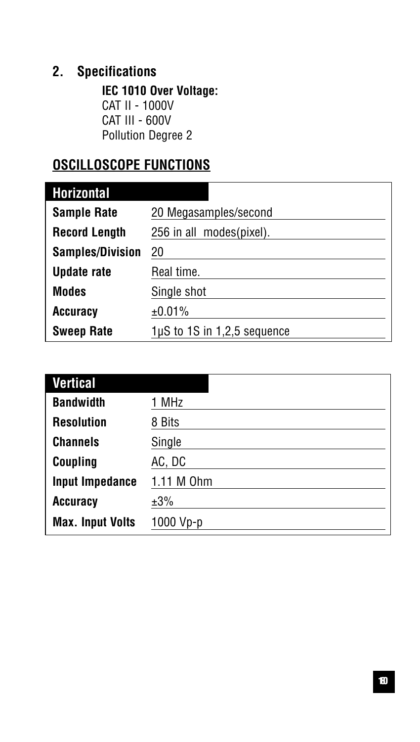## 2. Specifications

**IEC 1010 Over Voltage:**
CAT II - 1000V
CAT III - 600V
Pollution Degree 2

## OSCILLOSCOPE FUNCTIONS

| **Horizontal** | |
|---|---|
| **Sample Rate** | 20 Megasamples/second |
| **Record Length** | 256 in all modes(pixel). |
| **Samples/Division** | 20 |
| **Update rate** | Real time. |
| **Modes** | Single shot |
| **Accuracy** | ±0.01% |
| **Sweep Rate** | 1µS to 1S in 1,2,5 sequence |

| **Vertical** | |
|---|---|
| **Bandwidth** | 1 MHz |
| **Resolution** | 8 Bits |
| **Channels** | Single |
| **Coupling** | AC, DC |
| **Input Impedance** | 1.11 M Ohm |
| **Accuracy** | ±3% |
| **Max. Input Volts** | 1000 Vp-p |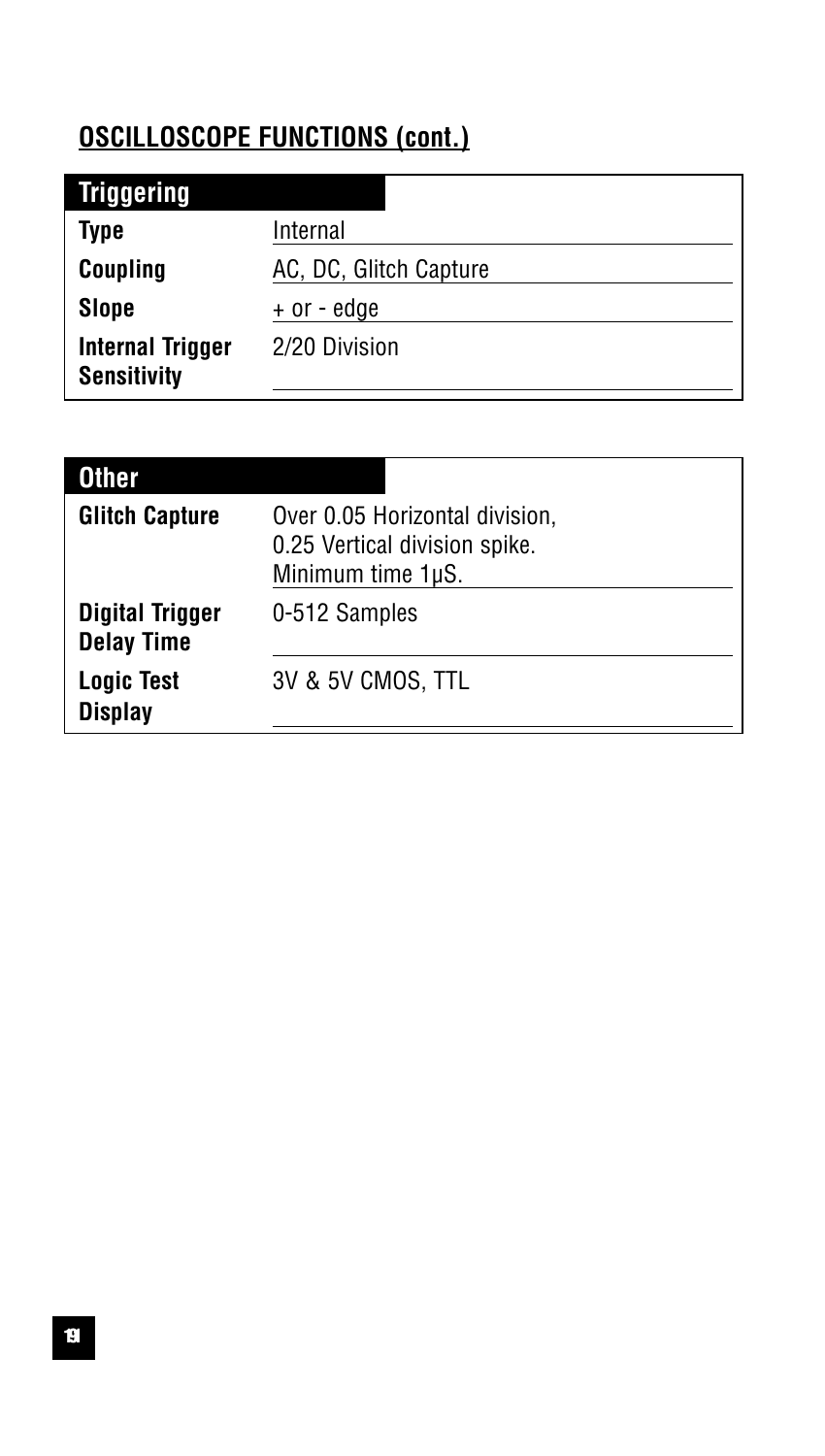## OSCILLOSCOPE FUNCTIONS (cont.)

| Triggering | |
|---|---|
| **Type** | Internal |
| **Coupling** | AC, DC, Glitch Capture |
| **Slope** | + or - edge |
| **Internal Trigger Sensitivity** | 2/20 Division |

| Other | |
|---|---|
| **Glitch Capture** | Over 0.05 Horizontal division, 0.25 Vertical division spike. Minimum time 1µS. |
| **Digital Trigger Delay Time** | 0-512 Samples |
| **Logic Test Display** | 3V & 5V CMOS, TTL |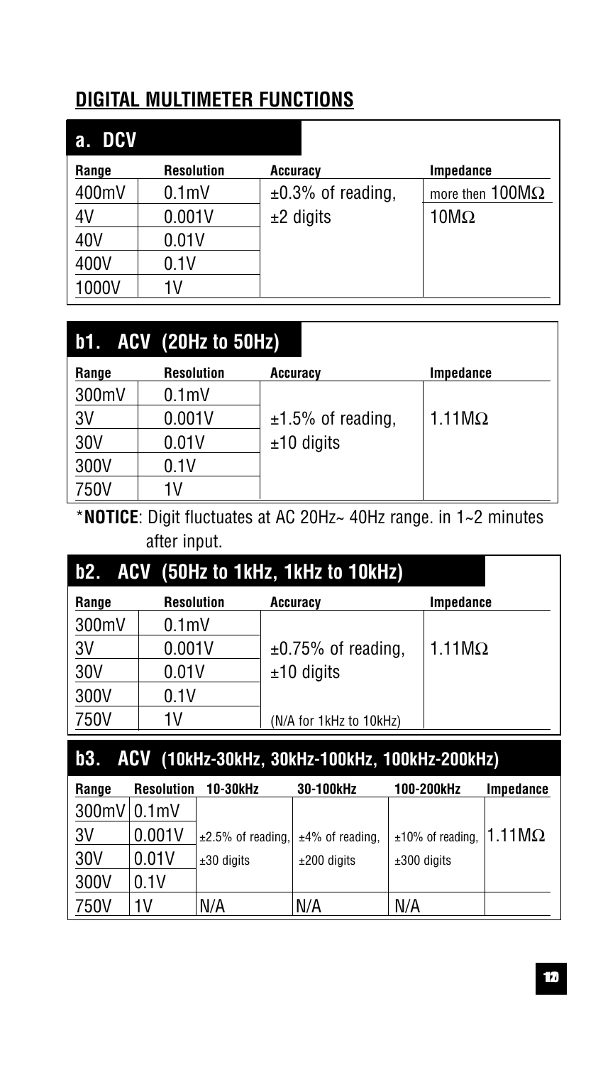## DIGITAL MULTIMETER FUNCTIONS

### a. DCV

| Range | Resolution | Accuracy | Impedance |
|---|---|---|---|
| 400mV | 0.1mV | ±0.3% of reading, | more then 100MΩ |
| 4V | 0.001V | ±2 digits | 10MΩ |
| 40V | 0.01V | | |
| 400V | 0.1V | | |
| 1000V | 1V | | |

### b1. ACV (20Hz to 50Hz)

| Range | Resolution | Accuracy | Impedance |
|---|---|---|---|
| 300mV | 0.1mV | | |
| 3V | 0.001V | ±1.5% of reading, | 1.11MΩ |
| 30V | 0.01V | ±10 digits | |
| 300V | 0.1V | | |
| 750V | 1V | | |

*__NOTICE__: Digit fluctuates at AC 20Hz~ 40Hz range. in 1~2 minutes after input.

### b2. ACV (50Hz to 1kHz, 1kHz to 10kHz)

| Range | Resolution | Accuracy | Impedance |
|---|---|---|---|
| 300mV | 0.1mV | | |
| 3V | 0.001V | ±0.75% of reading, | 1.11MΩ |
| 30V | 0.01V | ±10 digits | |
| 300V | 0.1V | | |
| 750V | 1V | (N/A for 1kHz to 10kHz) | |

### b3. ACV (10kHz-30kHz, 30kHz-100kHz, 100kHz-200kHz)

| Range | Resolution | 10-30kHz | 30-100kHz | 100-200kHz | Impedance |
|---|---|---|---|---|---|
| 300mV | 0.1mV | | | | |
| 3V | 0.001V | ±2.5% of reading, | ±4% of reading, | ±10% of reading, | 1.11MΩ |
| 30V | 0.01V | ±30 digits | ±200 digits | ±300 digits | |
| 300V | 0.1V | | | | |
| 750V | 1V | N/A | N/A | N/A | |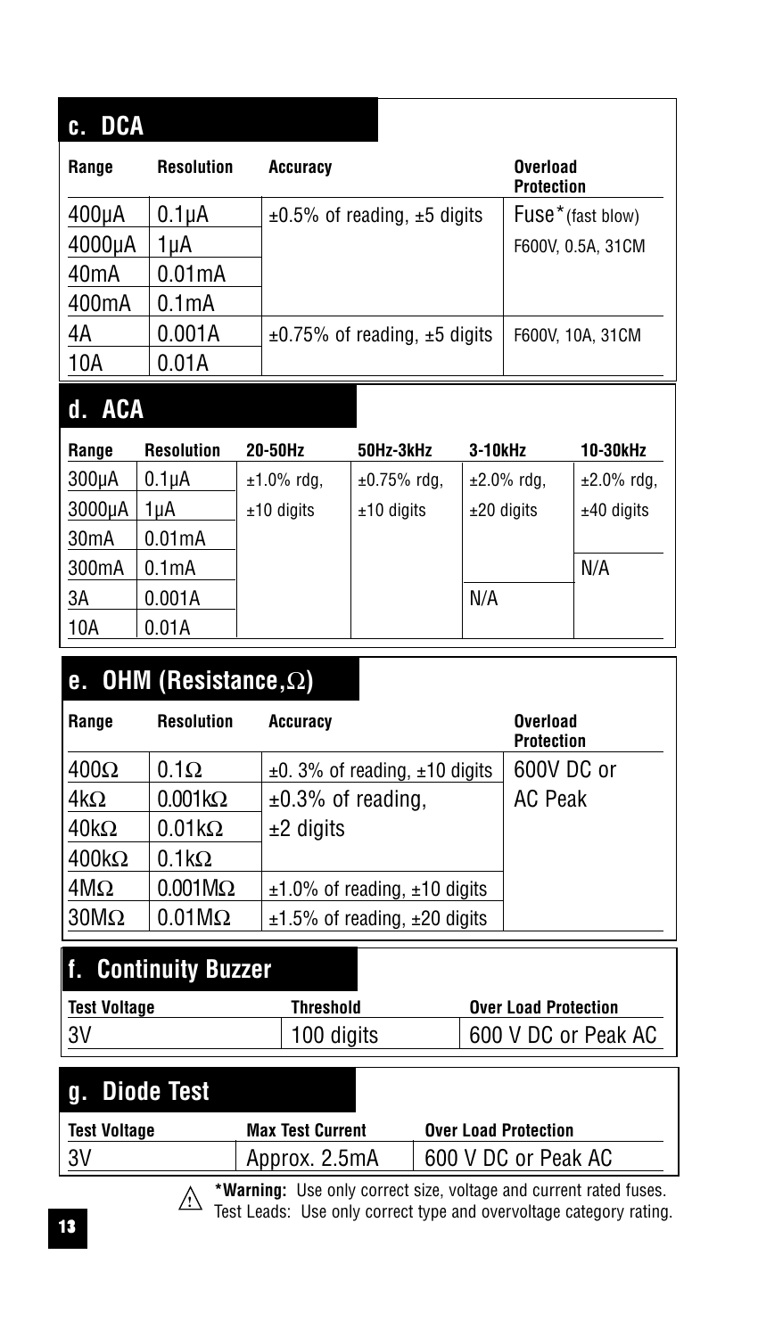## c. DCA

| Range | Resolution | Accuracy | Overload Protection |
|---|---|---|---|
| 400µA | 0.1µA | ±0.5% of reading, ±5 digits | Fuse*(fast blow) |
| 4000µA | 1µA | | F600V, 0.5A, 31CM |
| 40mA | 0.01mA | | |
| 400mA | 0.1mA | | |
| 4A | 0.001A | ±0.75% of reading, ±5 digits | F600V, 10A, 31CM |
| 10A | 0.01A | | |

## d. ACA

| Range | Resolution | 20-50Hz | 50Hz-3kHz | 3-10kHz | 10-30kHz |
|---|---|---|---|---|---|
| 300µA | 0.1µA | ±1.0% rdg, | ±0.75% rdg, | ±2.0% rdg, | ±2.0% rdg, |
| 3000µA | 1µA | ±10 digits | ±10 digits | ±20 digits | ±40 digits |
| 30mA | 0.01mA | | | | |
| 300mA | 0.1mA | | | | N/A |
| 3A | 0.001A | | | N/A | |
| 10A | 0.01A | | | | |

## e. OHM (Resistance,Ω)

| Range | Resolution | Accuracy | Overload Protection |
|---|---|---|---|
| 400Ω | 0.1Ω | ±0. 3% of reading, ±10 digits | 600V DC or |
| 4kΩ | 0.001kΩ | ±0.3% of reading, | AC Peak |
| 40kΩ | 0.01kΩ | ±2 digits | |
| 400kΩ | 0.1kΩ | | |
| 4MΩ | 0.001MΩ | ±1.0% of reading, ±10 digits | |
| 30MΩ | 0.01MΩ | ±1.5% of reading, ±20 digits | |

## f. Continuity Buzzer

| Test Voltage | Threshold | Over Load Protection |
|---|---|---|
| 3V | 100 digits | 600 V DC or Peak AC |

## g. Diode Test

| Test Voltage | Max Test Current | Over Load Protection |
|---|---|---|
| 3V | Approx. 2.5mA | 600 V DC or Peak AC |

⚠ ***Warning:** Use only correct size, voltage and current rated fuses. Test Leads: Use only correct type and overvoltage category rating.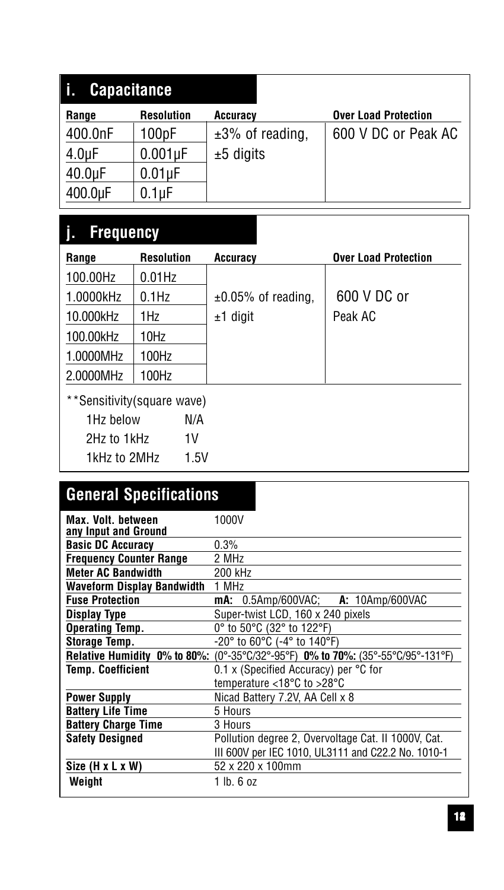## i. Capacitance

| Range | Resolution | Accuracy | Over Load Protection |
|---|---|---|---|
| 400.0nF | 100pF | ±3% of reading, | 600 V DC or Peak AC |
| 4.0µF | 0.001µF | ±5 digits | |
| 40.0µF | 0.01µF | | |
| 400.0µF | 0.1µF | | |

## j. Frequency

| Range | Resolution | Accuracy | Over Load Protection |
|---|---|---|---|
| 100.00Hz | 0.01Hz | | |
| 1.0000kHz | 0.1Hz | ±0.05% of reading, | 600 V DC or |
| 10.000kHz | 1Hz | ±1 digit | Peak AC |
| 100.00kHz | 10Hz | | |
| 1.0000MHz | 100Hz | | |
| 2.0000MHz | 100Hz | | |

**Sensitivity(square wave)

| | |
|---|---|
| 1Hz below | N/A |
| 2Hz to 1kHz | 1V |
| 1kHz to 2MHz | 1.5V |

## General Specifications

| | |
|---|---|
| **Max. Volt. between any Input and Ground** | 1000V |
| **Basic DC Accuracy** | 0.3% |
| **Frequency Counter Range** | 2 MHz |
| **Meter AC Bandwidth** | 200 kHz |
| **Waveform Display Bandwidth** | 1 MHz |
| **Fuse Protection** | **mA:** 0.5Amp/600VAC; **A:** 10Amp/600VAC |
| **Display Type** | Super-twist LCD, 160 x 240 pixels |
| **Operating Temp.** | 0° to 50°C (32° to 122°F) |
| **Storage Temp.** | -20° to 60°C (-4° to 140°F) |
| **Relative Humidity 0% to 80%:** | (0°-35°C/32°-95°F) **0% to 70%:** (35°-55°C/95°-131°F) |
| **Temp. Coefficient** | 0.1 x (Specified Accuracy) per °C for temperature <18°C to >28°C |
| **Power Supply** | Nicad Battery 7.2V, AA Cell x 8 |
| **Battery Life Time** | 5 Hours |
| **Battery Charge Time** | 3 Hours |
| **Safety Designed** | Pollution degree 2, Overvoltage Cat. II 1000V, Cat. III 600V per IEC 1010, UL3111 and C22.2 No. 1010-1 |
| **Size (H x L x W)** | 52 x 220 x 100mm |
| **Weight** | 1 lb. 6 oz |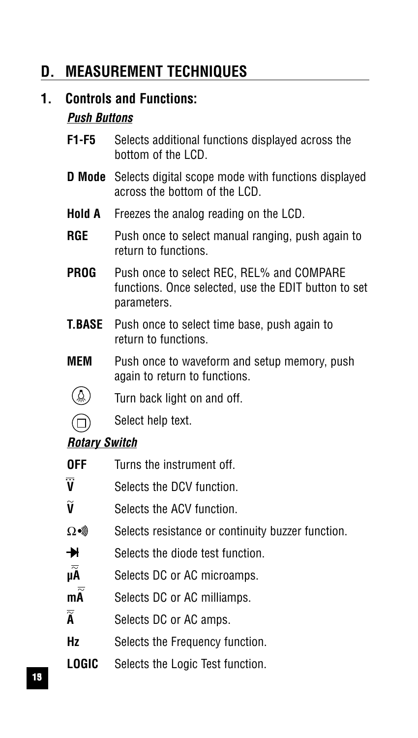## D. MEASUREMENT TECHNIQUES

### 1. Controls and Functions:

***Push Buttons***

**F1-F5** Selects additional functions displayed across the bottom of the LCD.

**D Mode** Selects digital scope mode with functions displayed across the bottom of the LCD.

**Hold A** Freezes the analog reading on the LCD.

**RGE** Push once to select manual ranging, push again to return to functions.

**PROG** Push once to select REC, REL% and COMPARE functions. Once selected, use the EDIT button to set parameters.

**T.BASE** Push once to select time base, push again to return to functions.

**MEM** Push once to waveform and setup memory, push again to return to functions.

(backlight symbol) Turn back light on and off.

(□) Select help text.

***Rotary Switch***

**OFF** Turns the instrument off.

**V⎓** Selects the DCV function.

**V~** Selects the ACV function.

**Ω•)))** Selects resistance or continuity buzzer function.

**→|** Selects the diode test function.

**µA** Selects DC or AC microamps.

**mA** Selects DC or AC milliamps.

**A** Selects DC or AC amps.

**Hz** Selects the Frequency function.

**LOGIC** Selects the Logic Test function.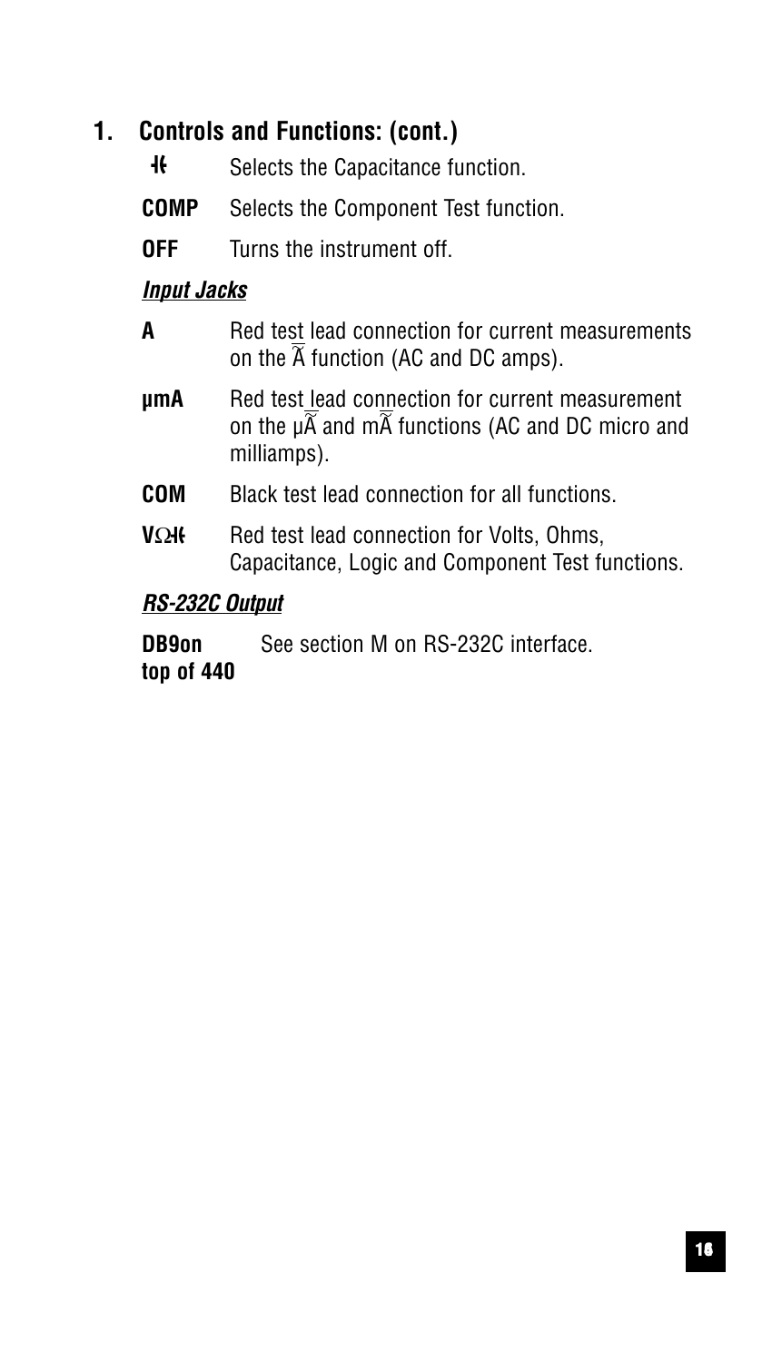## 1. Controls and Functions: (cont.)

**⊣(** Selects the Capacitance function.

**COMP** Selects the Component Test function.

**OFF** Turns the instrument off.

***Input Jacks***

**A** Red test lead connection for current measurements on the $\widetilde{A}$ function (AC and DC amps).

**µmA** Red test lead connection for current measurement on the µ$\widetilde{A}$ and m$\widetilde{A}$ functions (AC and DC micro and milliamps).

**COM** Black test lead connection for all functions.

**VΩ⊣(** Red test lead connection for Volts, Ohms, Capacitance, Logic and Component Test functions.

***RS-232C Output***

**DB9on top of 440** See section M on RS-232C interface.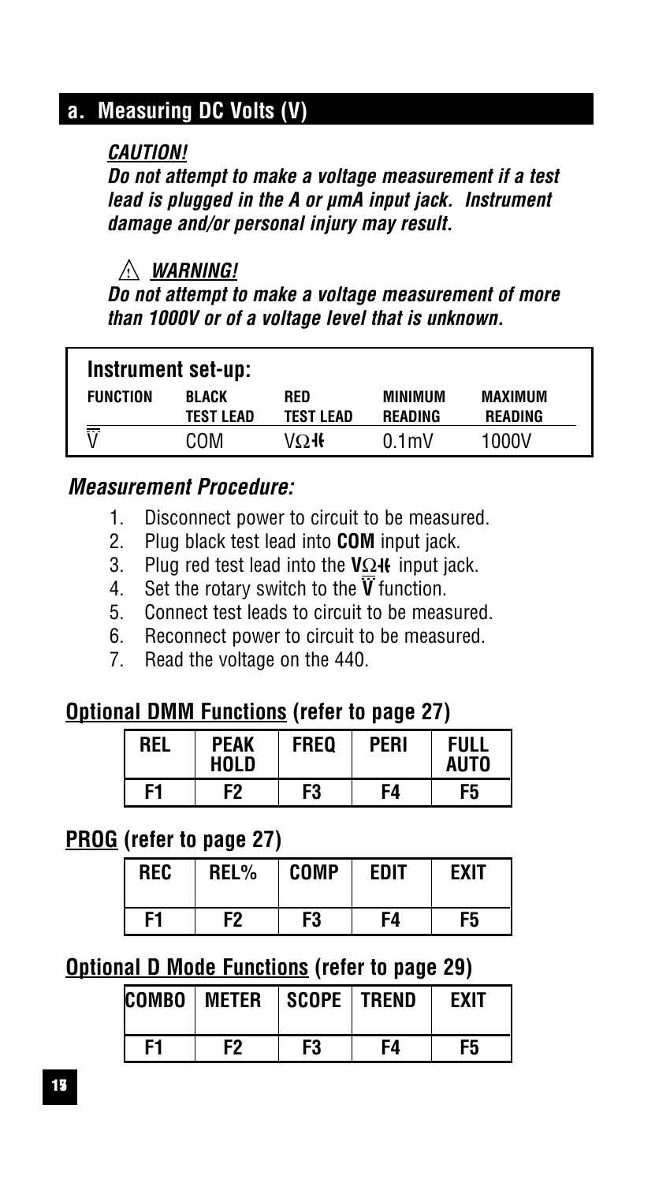## a. Measuring DC Volts (V)

***CAUTION!***
***Do not attempt to make a voltage measurement if a test lead is plugged in the A or µmA input jack. Instrument damage and/or personal injury may result.***

⚠ ***WARNING!***
***Do not attempt to make a voltage measurement of more than 1000V or of a voltage level that is unknown.***

**Instrument set-up:**

| FUNCTION | BLACK TEST LEAD | RED TEST LEAD | MINIMUM READING | MAXIMUM READING |
|---|---|---|---|---|
| V̿ | COM | VΩ⊣⊢ | 0.1mV | 1000V |

***Measurement Procedure:***

1. Disconnect power to circuit to be measured.
2. Plug black test lead into **COM** input jack.
3. Plug red test lead into the **VΩ⊣⊢** input jack.
4. Set the rotary switch to the **V̿** function.
5. Connect test leads to circuit to be measured.
6. Reconnect power to circuit to be measured.
7. Read the voltage on the 440.

### Optional DMM Functions (refer to page 27)

| REL | PEAK HOLD | FREQ | PERI | FULL AUTO |
|---|---|---|---|---|
| F1 | F2 | F3 | F4 | F5 |

### PROG (refer to page 27)

| REC | REL% | COMP | EDIT | EXIT |
|---|---|---|---|---|
| F1 | F2 | F3 | F4 | F5 |

### Optional D Mode Functions (refer to page 29)

| COMBO | METER | SCOPE | TREND | EXIT |
|---|---|---|---|---|
| F1 | F2 | F3 | F4 | F5 |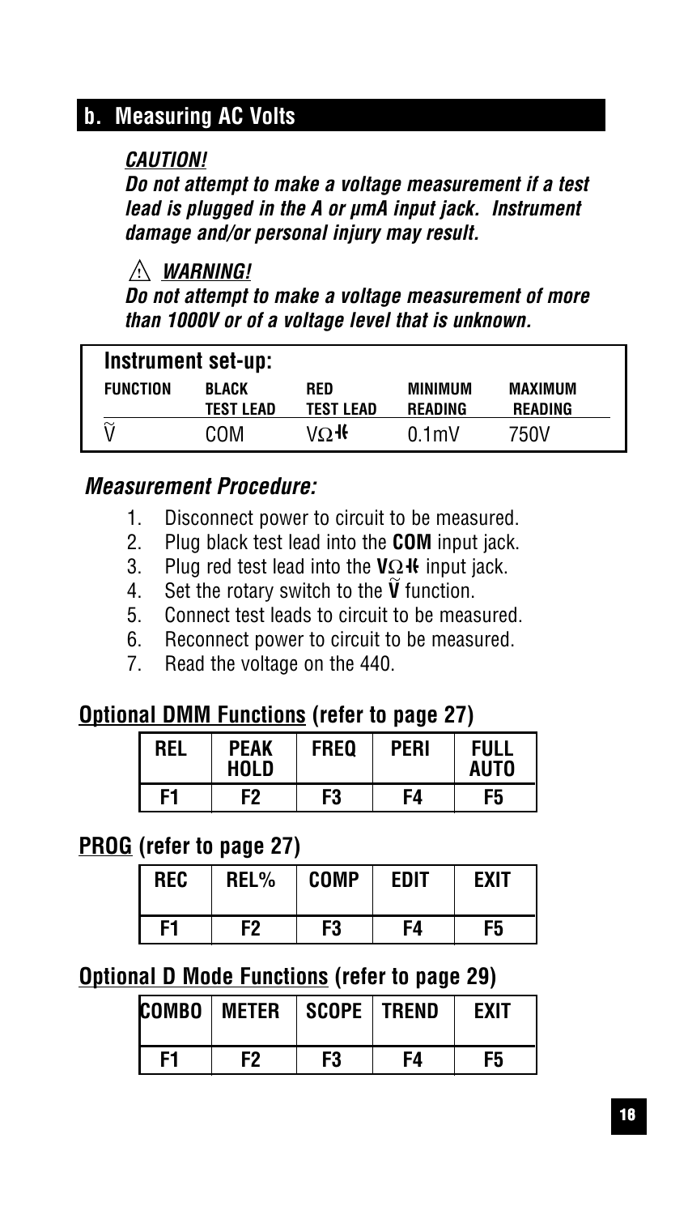## b. Measuring AC Volts

***CAUTION!***

***Do not attempt to make a voltage measurement if a test lead is plugged in the A or µmA input jack. Instrument damage and/or personal injury may result.***

⚠ ***WARNING!***

***Do not attempt to make a voltage measurement of more than 1000V or of a voltage level that is unknown.***

**Instrument set-up:**

| FUNCTION | BLACK TEST LEAD | RED TEST LEAD | MINIMUM READING | MAXIMUM READING |
|---|---|---|---|---|
| Ṽ | COM | VΩ⊣⊢ | 0.1mV | 750V |

***Measurement Procedure:***

1. Disconnect power to circuit to be measured.
2. Plug black test lead into the **COM** input jack.
3. Plug red test lead into the **VΩ⊣⊢** input jack.
4. Set the rotary switch to the **Ṽ** function.
5. Connect test leads to circuit to be measured.
6. Reconnect power to circuit to be measured.
7. Read the voltage on the 440.

**Optional DMM Functions (refer to page 27)**

| REL | PEAK HOLD | FREQ | PERI | FULL AUTO |
|---|---|---|---|---|
| F1 | F2 | F3 | F4 | F5 |

**PROG (refer to page 27)**

| REC | REL% | COMP | EDIT | EXIT |
|---|---|---|---|---|
| F1 | F2 | F3 | F4 | F5 |

**Optional D Mode Functions (refer to page 29)**

| COMBO | METER | SCOPE | TREND | EXIT |
|---|---|---|---|---|
| F1 | F2 | F3 | F4 | F5 |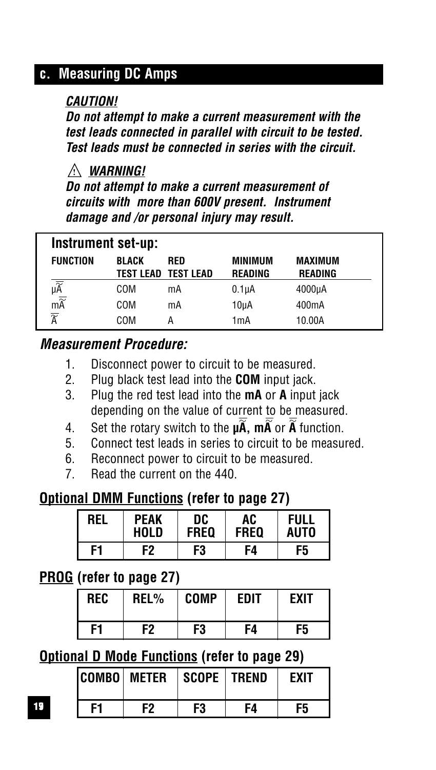## c. Measuring DC Amps

***CAUTION!***

***Do not attempt to make a current measurement with the test leads connected in parallel with circuit to be tested. Test leads must be connected in series with the circuit.***

⚠ ***WARNING!***

***Do not attempt to make a current measurement of circuits with more than 600V present. Instrument damage and /or personal injury may result.***

### Instrument set-up:

| FUNCTION | BLACK TEST LEAD | RED TEST LEAD | MINIMUM READING | MAXIMUM READING |
|---|---|---|---|---|
| μA⎓ | COM | mA | 0.1μA | 4000μA |
| mA⎓ | COM | mA | 10μA | 400mA |
| A⎓ | COM | A | 1mA | 10.00A |

### *Measurement Procedure:*

1. Disconnect power to circuit to be measured.
2. Plug black test lead into the **COM** input jack.
3. Plug the red test lead into the **mA** or **A** input jack depending on the value of current to be measured.
4. Set the rotary switch to the **μA⎓, mA⎓** or **A⎓** function.
5. Connect test leads in series to circuit to be measured.
6. Reconnect power to circuit to be measured.
7. Read the current on the 440.

### Optional DMM Functions (refer to page 27)

| REL | PEAK HOLD | DC FREQ | AC FREQ | FULL AUTO |
|---|---|---|---|---|
| F1 | F2 | F3 | F4 | F5 |

### PROG (refer to page 27)

| REC | REL% | COMP | EDIT | EXIT |
|---|---|---|---|---|
| F1 | F2 | F3 | F4 | F5 |

### Optional D Mode Functions (refer to page 29)

| COMBO | METER | SCOPE | TREND | EXIT |
|---|---|---|---|---|
| F1 | F2 | F3 | F4 | F5 |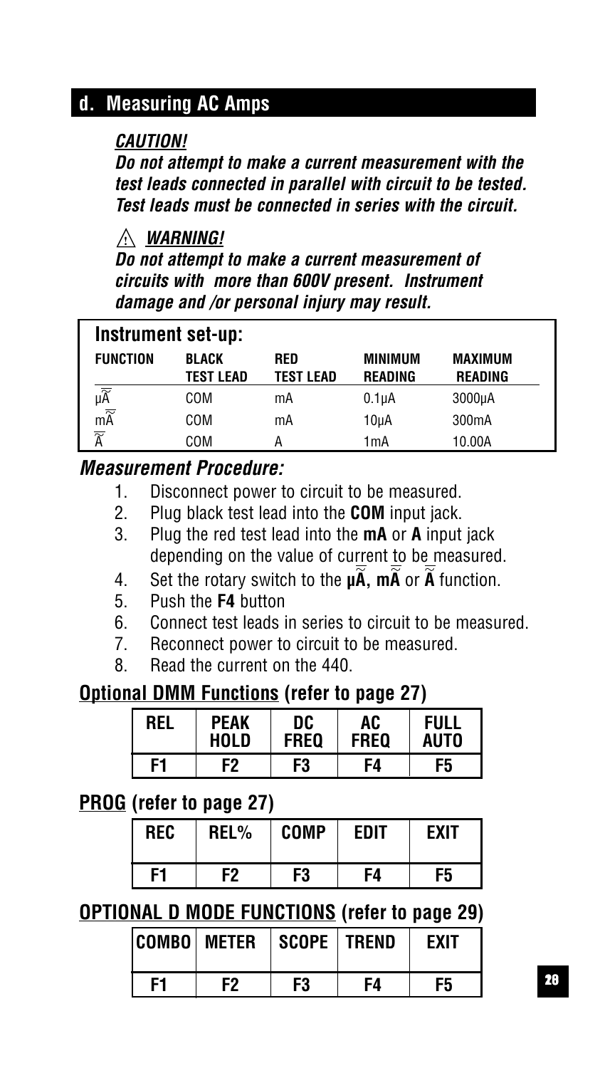## d. Measuring AC Amps

***CAUTION!***
***Do not attempt to make a current measurement with the test leads connected in parallel with circuit to be tested. Test leads must be connected in series with the circuit.***

⚠ ***WARNING!***
***Do not attempt to make a current measurement of circuits with more than 600V present. Instrument damage and /or personal injury may result.***

**Instrument set-up:**

| FUNCTION | BLACK TEST LEAD | RED TEST LEAD | MINIMUM READING | MAXIMUM READING |
|---|---|---|---|---|
| μA (AC) | COM | mA | 0.1μA | 3000μA |
| mA (AC) | COM | mA | 10μA | 300mA |
| A (AC) | COM | A | 1mA | 10.00A |

### *Measurement Procedure:*

1. Disconnect power to circuit to be measured.
2. Plug black test lead into the **COM** input jack.
3. Plug the red test lead into the **mA** or **A** input jack depending on the value of current to be measured.
4. Set the rotary switch to the **μA, mA** or **A** (AC) function.
5. Push the **F4** button
6. Connect test leads in series to circuit to be measured.
7. Reconnect power to circuit to be measured.
8. Read the current on the 440.

### Optional DMM Functions (refer to page 27)

| REL | PEAK HOLD | DC FREQ | AC FREQ | FULL AUTO |
|---|---|---|---|---|
| F1 | F2 | F3 | F4 | F5 |

### PROG (refer to page 27)

| REC | REL% | COMP | EDIT | EXIT |
|---|---|---|---|---|
| F1 | F2 | F3 | F4 | F5 |

### OPTIONAL D MODE FUNCTIONS (refer to page 29)

| COMBO | METER | SCOPE | TREND | EXIT |
|---|---|---|---|---|
| F1 | F2 | F3 | F4 | F5 |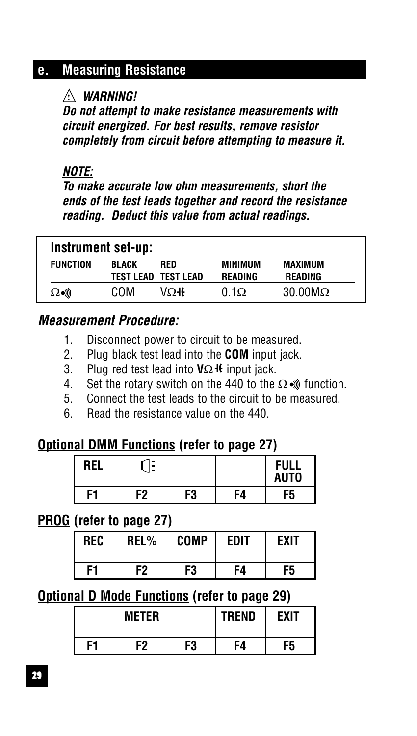## e. Measuring Resistance

⚠ ***WARNING!***

***Do not attempt to make resistance measurements with circuit energized. For best results, remove resistor completely from circuit before attempting to measure it.***

***NOTE:***

***To make accurate low ohm measurements, short the ends of the test leads together and record the resistance reading. Deduct this value from actual readings.***

**Instrument set-up:**

| FUNCTION | BLACK TEST LEAD | RED TEST LEAD | MINIMUM READING | MAXIMUM READING |
|---|---|---|---|---|
| Ω•))) | COM | VΩ⊣⊢ | 0.1Ω | 30.00MΩ |

***Measurement Procedure:***

1. Disconnect power to circuit to be measured.
2. Plug black test lead into the **COM** input jack.
3. Plug red test lead into **VΩ⊣⊢** input jack.
4. Set the rotary switch on the 440 to the Ω•))) function.
5. Connect the test leads to the circuit to be measured.
6. Read the resistance value on the 440.

### Optional DMM Functions (refer to page 27)

| REL | [light] | | | FULL AUTO |
|---|---|---|---|---|
| F1 | F2 | F3 | F4 | F5 |

### PROG (refer to page 27)

| REC | REL% | COMP | EDIT | EXIT |
|---|---|---|---|---|
| F1 | F2 | F3 | F4 | F5 |

### Optional D Mode Functions (refer to page 29)

| | METER | | TREND | EXIT |
|---|---|---|---|---|
| F1 | F2 | F3 | F4 | F5 |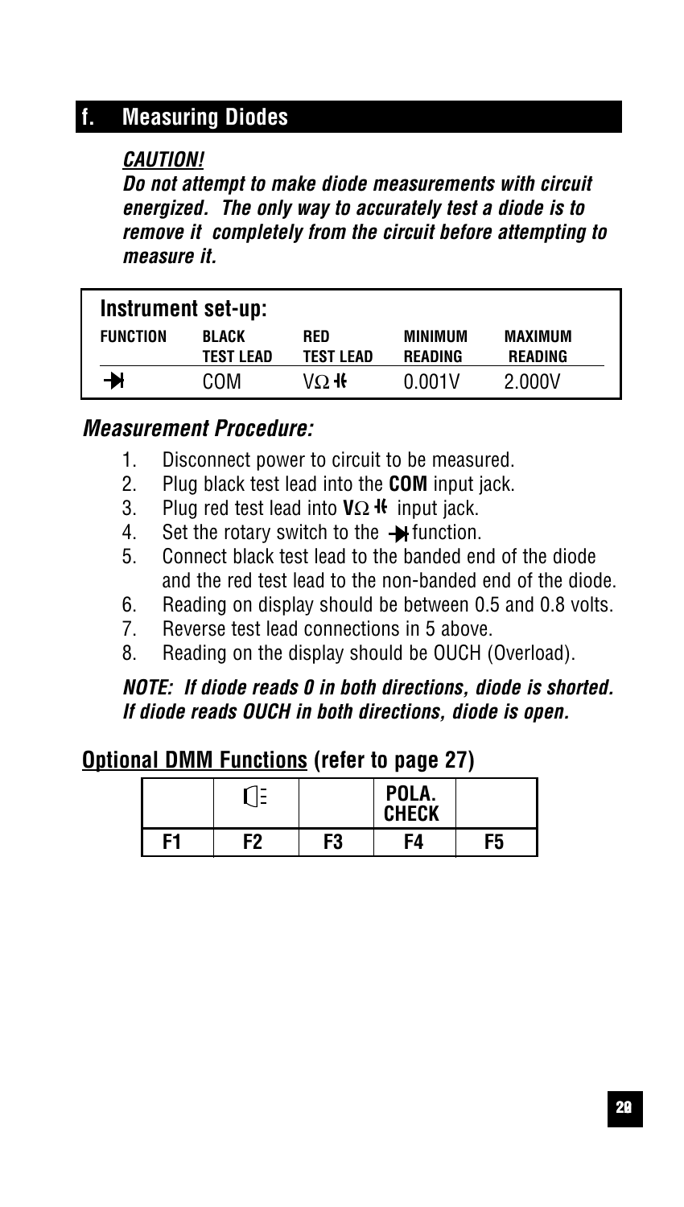## f. Measuring Diodes

***CAUTION!***

***Do not attempt to make diode measurements with circuit energized. The only way to accurately test a diode is to remove it completely from the circuit before attempting to measure it.***

**Instrument set-up:**

| FUNCTION | BLACK TEST LEAD | RED TEST LEAD | MINIMUM READING | MAXIMUM READING |
|---|---|---|---|---|
| ⊣ | COM | VΩ ⊣⊢ | 0.001V | 2.000V |

### *Measurement Procedure:*

1. Disconnect power to circuit to be measured.
2. Plug black test lead into the **COM** input jack.
3. Plug red test lead into **V**Ω ⊣⊢ input jack.
4. Set the rotary switch to the ⊣ function.
5. Connect black test lead to the banded end of the diode and the red test lead to the non-banded end of the diode.
6. Reading on display should be between 0.5 and 0.8 volts.
7. Reverse test lead connections in 5 above.
8. Reading on the display should be OUCH (Overload).

***NOTE: If diode reads 0 in both directions, diode is shorted. If diode reads OUCH in both directions, diode is open.***

### Optional DMM Functions (refer to page 27)

| | | | | |
|---|---|---|---|---|
| | ▯ | | POLA. CHECK | |
| F1 | F2 | F3 | F4 | F5 |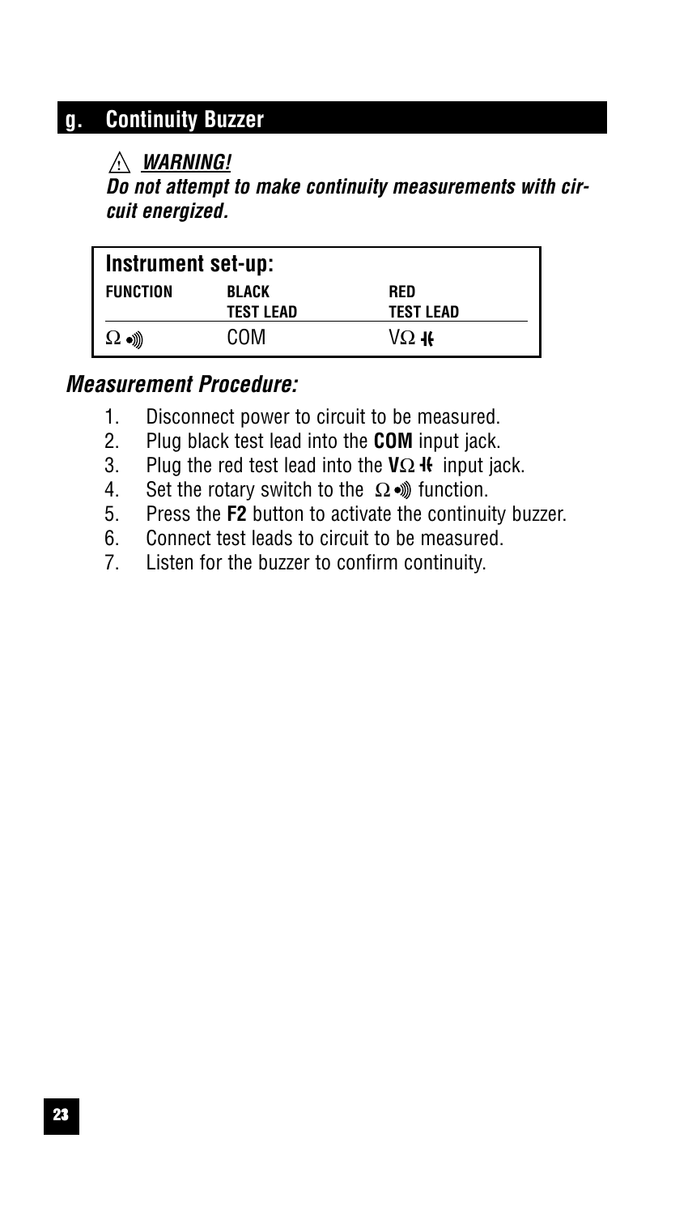## g. Continuity Buzzer

⚠ ***WARNING!***

***Do not attempt to make continuity measurements with circuit energized.***

**Instrument set-up:**

| FUNCTION | BLACK TEST LEAD | RED TEST LEAD |
| --- | --- | --- |
| Ω •))) | COM | VΩ ⊣⊢ |

### *Measurement Procedure:*

1. Disconnect power to circuit to be measured.
2. Plug black test lead into the **COM** input jack.
3. Plug the red test lead into the **VΩ ⊣⊢** input jack.
4. Set the rotary switch to the Ω •))) function.
5. Press the **F2** button to activate the continuity buzzer.
6. Connect test leads to circuit to be measured.
7. Listen for the buzzer to confirm continuity.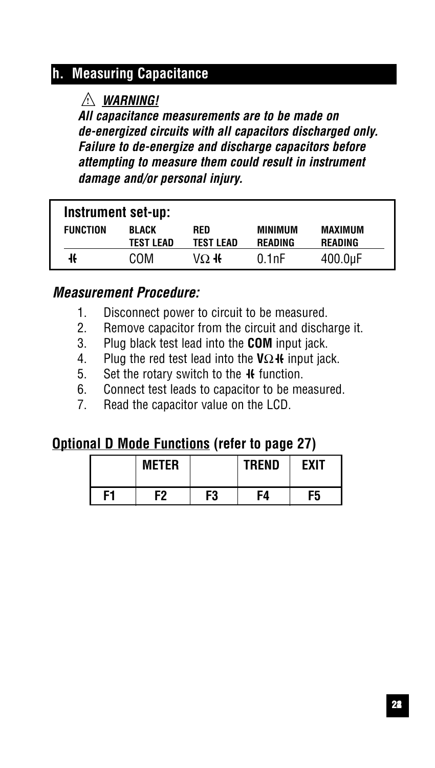## h. Measuring Capacitance

⚠ ***WARNING!***

***All capacitance measurements are to be made on de-energized circuits with all capacitors discharged only. Failure to de-energize and discharge capacitors before attempting to measure them could result in instrument damage and/or personal injury.***

**Instrument set-up:**

| FUNCTION | BLACK TEST LEAD | RED TEST LEAD | MINIMUM READING | MAXIMUM READING |
|---|---|---|---|---|
| ⫞⫟ | COM | VΩ ⫞⫟ | 0.1nF | 400.0µF |

### *Measurement Procedure:*

1. Disconnect power to circuit to be measured.
2. Remove capacitor from the circuit and discharge it.
3. Plug black test lead into the **COM** input jack.
4. Plug the red test lead into the **VΩ⫞⫟** input jack.
5. Set the rotary switch to the ⫞⫟ function.
6. Connect test leads to capacitor to be measured.
7. Read the capacitor value on the LCD.

### Optional D Mode Functions (refer to page 27)

| | METER | | TREND | EXIT |
|---|---|---|---|---|
| F1 | F2 | F3 | F4 | F5 |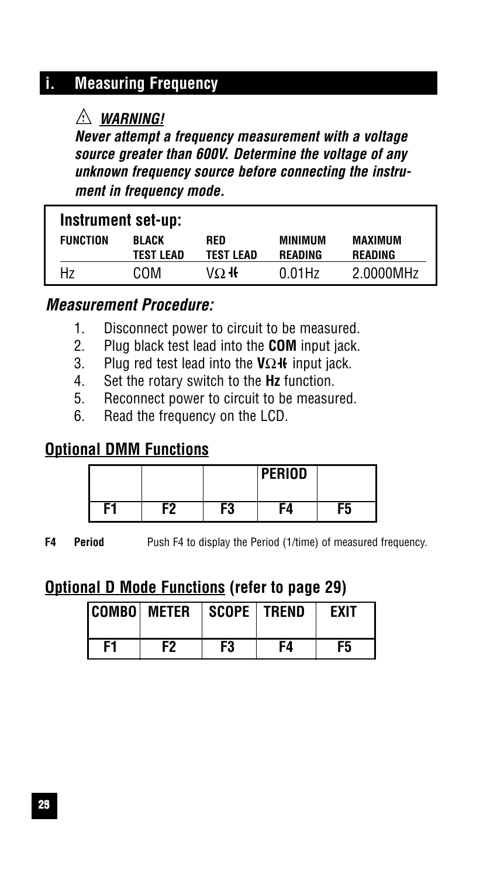## i. Measuring Frequency

⚠ ***WARNING!***

***Never attempt a frequency measurement with a voltage source greater than 600V. Determine the voltage of any unknown frequency source before connecting the instrument in frequency mode.***

**Instrument set-up:**

| FUNCTION | BLACK TEST LEAD | RED TEST LEAD | MINIMUM READING | MAXIMUM READING |
|---|---|---|---|---|
| Hz | COM | VΩ⊣⊢ | 0.01Hz | 2.0000MHz |

***Measurement Procedure:***

1. Disconnect power to circuit to be measured.
2. Plug black test lead into the **COM** input jack.
3. Plug red test lead into the **VΩ⊣⊢** input jack.
4. Set the rotary switch to the **Hz** function.
5. Reconnect power to circuit to be measured.
6. Read the frequency on the LCD.

### Optional DMM Functions

| | | | PERIOD | |
|---|---|---|---|---|
| F1 | F2 | F3 | F4 | F5 |

**F4 Period** Push F4 to display the Period (1/time) of measured frequency.

### Optional D Mode Functions (refer to page 29)

| COMBO | METER | SCOPE | TREND | EXIT |
|---|---|---|---|---|
| F1 | F2 | F3 | F4 | F5 |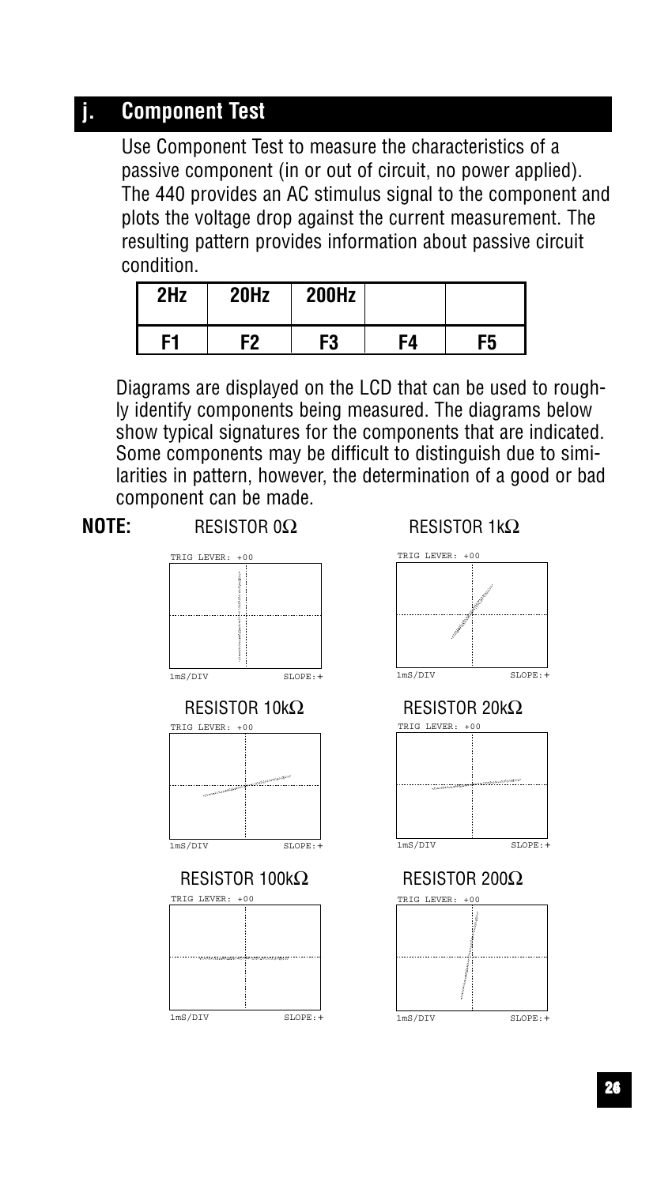## j. Component Test

Use Component Test to measure the characteristics of a passive component (in or out of circuit, no power applied). The 440 provides an AC stimulus signal to the component and plots the voltage drop against the current measurement. The resulting pattern provides information about passive circuit condition.

| 2Hz | 20Hz | 200Hz | | |
|---|---|---|---|---|
| F1 | F2 | F3 | F4 | F5 |

Diagrams are displayed on the LCD that can be used to roughly identify components being measured. The diagrams below show typical signatures for the components that are indicated. Some components may be difficult to distinguish due to similarities in pattern, however, the determination of a good or bad component can be made.

**NOTE:**

RESISTOR 0Ω

TRIG LEVER: +00

1mS/DIV SLOPE:+

RESISTOR 1kΩ

TRIG LEVER: +00

1mS/DIV SLOPE:+

RESISTOR 10kΩ

TRIG LEVER: +00

1mS/DIV SLOPE:+

RESISTOR 20kΩ

TRIG LEVER: +00

1mS/DIV SLOPE:+

RESISTOR 100kΩ

TRIG LEVER: +00

1mS/DIV SLOPE:+

RESISTOR 200Ω

TRIG LEVER: +00

1mS/DIV SLOPE:+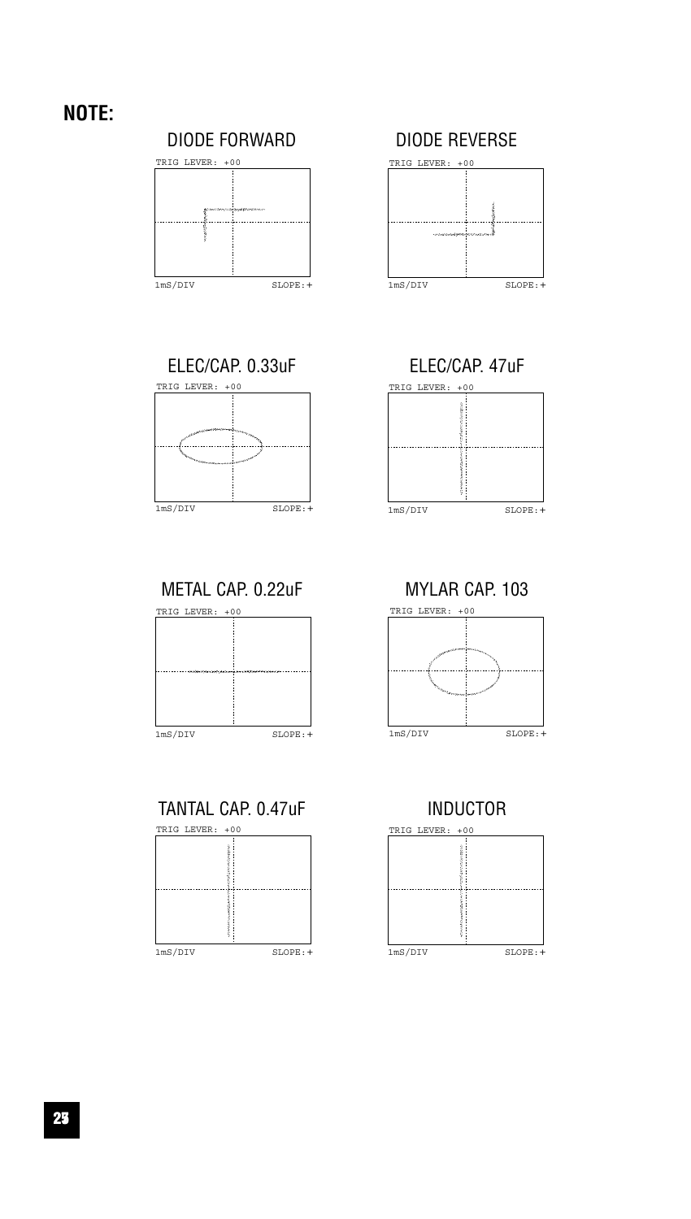**NOTE:**

DIODE FORWARD

TRIG LEVER: +00

1mS/DIV SLOPE:+

DIODE REVERSE

TRIG LEVER: +00

1mS/DIV SLOPE:+

ELEC/CAP. 0.33uF

TRIG LEVER: +00

1mS/DIV SLOPE:+

ELEC/CAP. 47uF

TRIG LEVER: +00

1mS/DIV SLOPE:+

METAL CAP. 0.22uF

TRIG LEVER: +00

1mS/DIV SLOPE:+

MYLAR CAP. 103

TRIG LEVER: +00

1mS/DIV SLOPE:+

TANTAL CAP. 0.47uF

TRIG LEVER: +00

1mS/DIV SLOPE:+

INDUCTOR

TRIG LEVER: +00

1mS/DIV SLOPE:+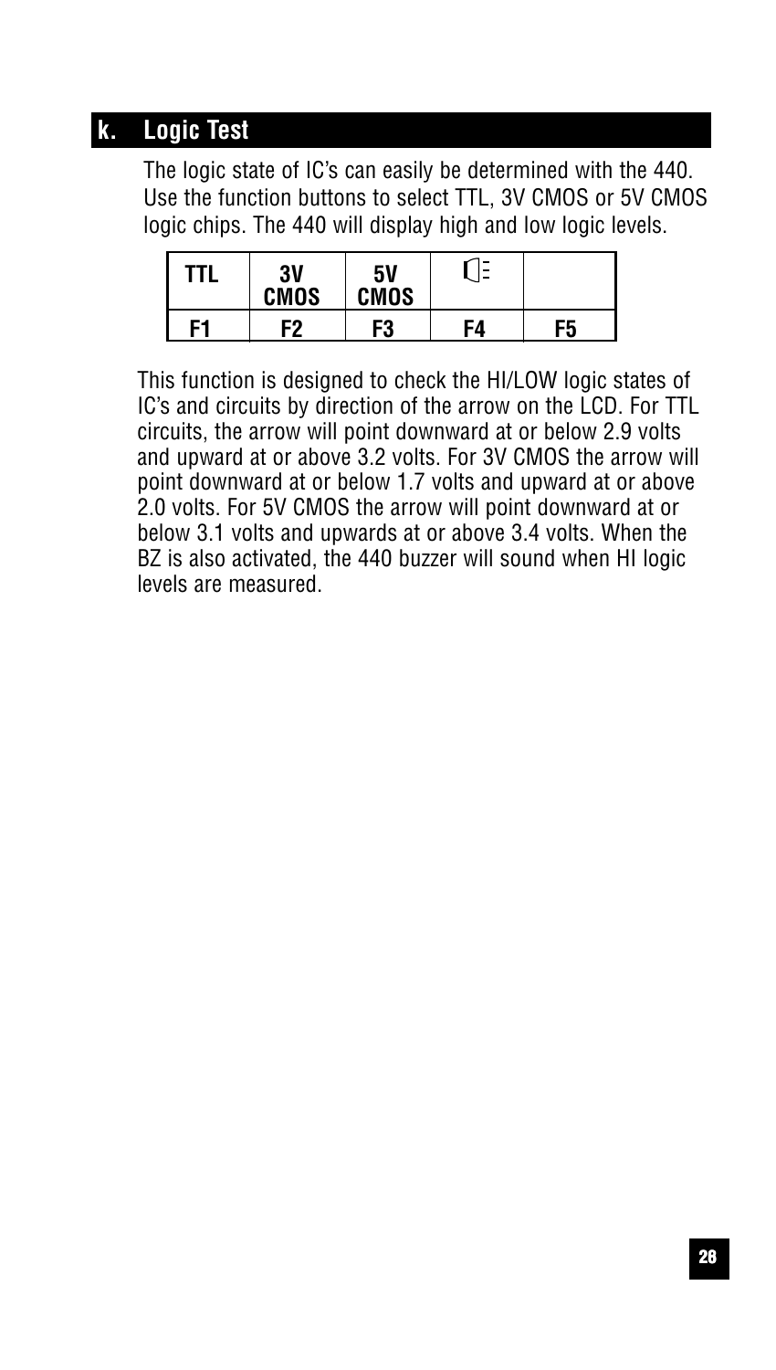## k. Logic Test

The logic state of IC's can easily be determined with the 440. Use the function buttons to select TTL, 3V CMOS or 5V CMOS logic chips. The 440 will display high and low logic levels.

| TTL | 3V CMOS | 5V CMOS | ◁= | |
|---|---|---|---|---|
| F1 | F2 | F3 | F4 | F5 |

This function is designed to check the HI/LOW logic states of IC's and circuits by direction of the arrow on the LCD. For TTL circuits, the arrow will point downward at or below 2.9 volts and upward at or above 3.2 volts. For 3V CMOS the arrow will point downward at or below 1.7 volts and upward at or above 2.0 volts. For 5V CMOS the arrow will point downward at or below 3.1 volts and upwards at or above 3.4 volts. When the BZ is also activated, the 440 buzzer will sound when HI logic levels are measured.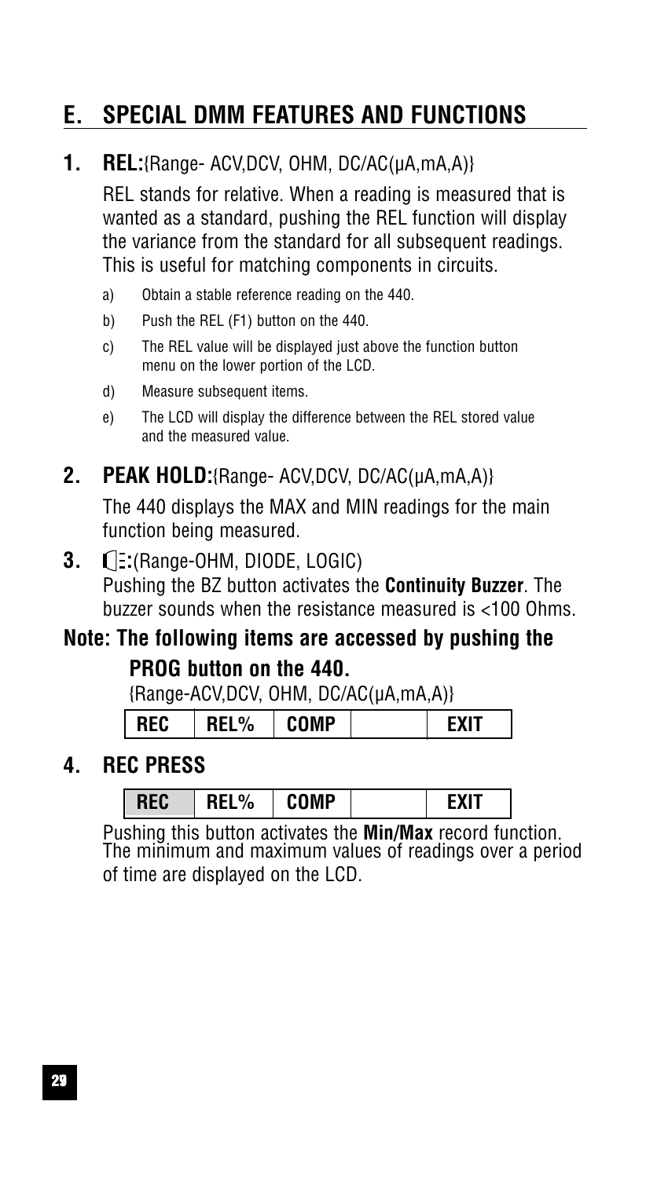# E. SPECIAL DMM FEATURES AND FUNCTIONS

## 1. REL:{Range- ACV,DCV, OHM, DC/AC(µA,mA,A)}

REL stands for relative. When a reading is measured that is wanted as a standard, pushing the REL function will display the variance from the standard for all subsequent readings. This is useful for matching components in circuits.

a) Obtain a stable reference reading on the 440.
b) Push the REL (F1) button on the 440.
c) The REL value will be displayed just above the function button menu on the lower portion of the LCD.
d) Measure subsequent items.
e) The LCD will display the difference between the REL stored value and the measured value.

## 2. PEAK HOLD:{Range- ACV,DCV, DC/AC(µA,mA,A)}

The 440 displays the MAX and MIN readings for the main function being measured.

## 3. :(Range-OHM, DIODE, LOGIC)

Pushing the BZ button activates the **Continuity Buzzer**. The buzzer sounds when the resistance measured is <100 Ohms.

**Note: The following items are accessed by pushing the PROG button on the 440.**

{Range-ACV,DCV, OHM, DC/AC(µA,mA,A)}

| REC | REL% | COMP | | EXIT |
|---|---|---|---|---|

## 4. REC PRESS

| **REC** | REL% | COMP | | EXIT |
|---|---|---|---|---|

Pushing this button activates the **Min/Max** record function. The minimum and maximum values of readings over a period of time are displayed on the LCD.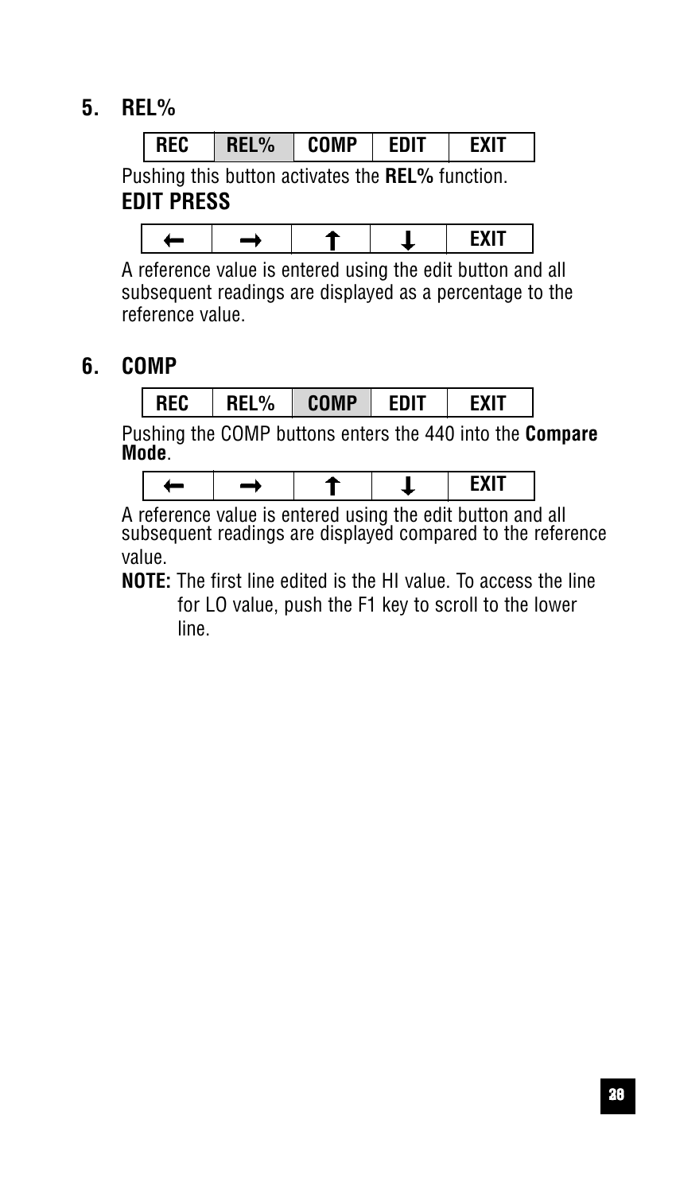## 5. REL%

| REC | **REL%** | COMP | EDIT | EXIT |
|---|---|---|---|---|

Pushing this button activates the **REL%** function.

**EDIT PRESS**

| ← | → | ↑ | ↓ | EXIT |
|---|---|---|---|---|

A reference value is entered using the edit button and all subsequent readings are displayed as a percentage to the reference value.

## 6. COMP

| REC | REL% | **COMP** | EDIT | EXIT |
|---|---|---|---|---|

Pushing the COMP buttons enters the 440 into the **Compare Mode**.

| ← | → | ↑ | ↓ | EXIT |
|---|---|---|---|---|

A reference value is entered using the edit button and all subsequent readings are displayed compared to the reference value.

**NOTE:** The first line edited is the HI value. To access the line for LO value, push the F1 key to scroll to the lower line.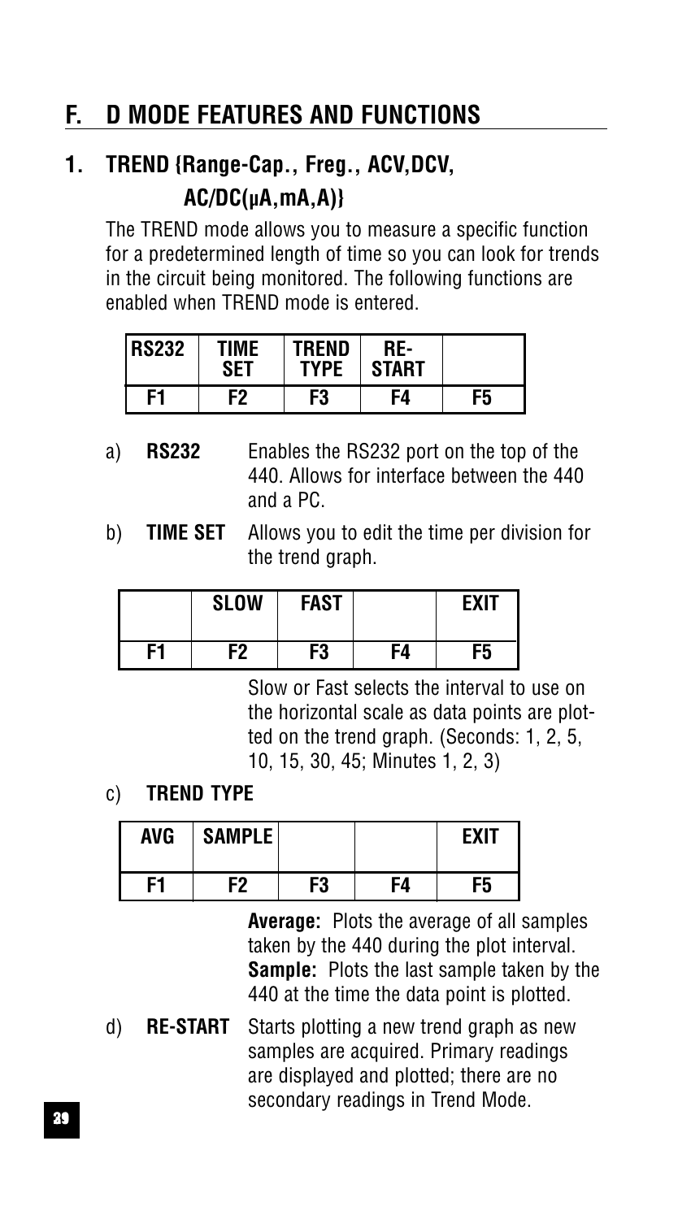## F. D MODE FEATURES AND FUNCTIONS

### 1. TREND {Range-Cap., Freq., ACV,DCV, AC/DC(µA,mA,A)}

The TREND mode allows you to measure a specific function for a predetermined length of time so you can look for trends in the circuit being monitored. The following functions are enabled when TREND mode is entered.

| RS232 | TIME SET | TREND TYPE | RE-START | |
|---|---|---|---|---|
| F1 | F2 | F3 | F4 | F5 |

a) **RS232** Enables the RS232 port on the top of the 440. Allows for interface between the 440 and a PC.

b) **TIME SET** Allows you to edit the time per division for the trend graph.

| | SLOW | FAST | | EXIT |
|---|---|---|---|---|
| F1 | F2 | F3 | F4 | F5 |

Slow or Fast selects the interval to use on the horizontal scale as data points are plotted on the trend graph. (Seconds: 1, 2, 5, 10, 15, 30, 45; Minutes 1, 2, 3)

c) **TREND TYPE**

| AVG | SAMPLE | | | EXIT |
|---|---|---|---|---|
| F1 | F2 | F3 | F4 | F5 |

**Average:** Plots the average of all samples taken by the 440 during the plot interval.
**Sample:** Plots the last sample taken by the 440 at the time the data point is plotted.

d) **RE-START** Starts plotting a new trend graph as new samples are acquired. Primary readings are displayed and plotted; there are no secondary readings in Trend Mode.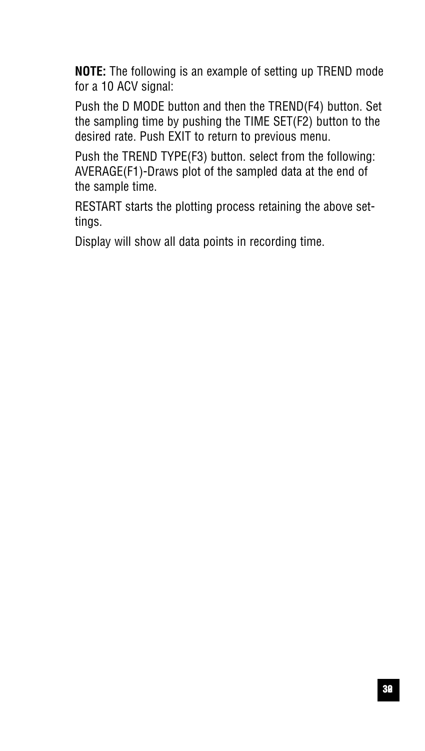**NOTE:** The following is an example of setting up TREND mode for a 10 ACV signal:

Push the D MODE button and then the TREND(F4) button. Set the sampling time by pushing the TIME SET(F2) button to the desired rate. Push EXIT to return to previous menu.

Push the TREND TYPE(F3) button. select from the following: AVERAGE(F1)-Draws plot of the sampled data at the end of the sample time.

RESTART starts the plotting process retaining the above settings.

Display will show all data points in recording time.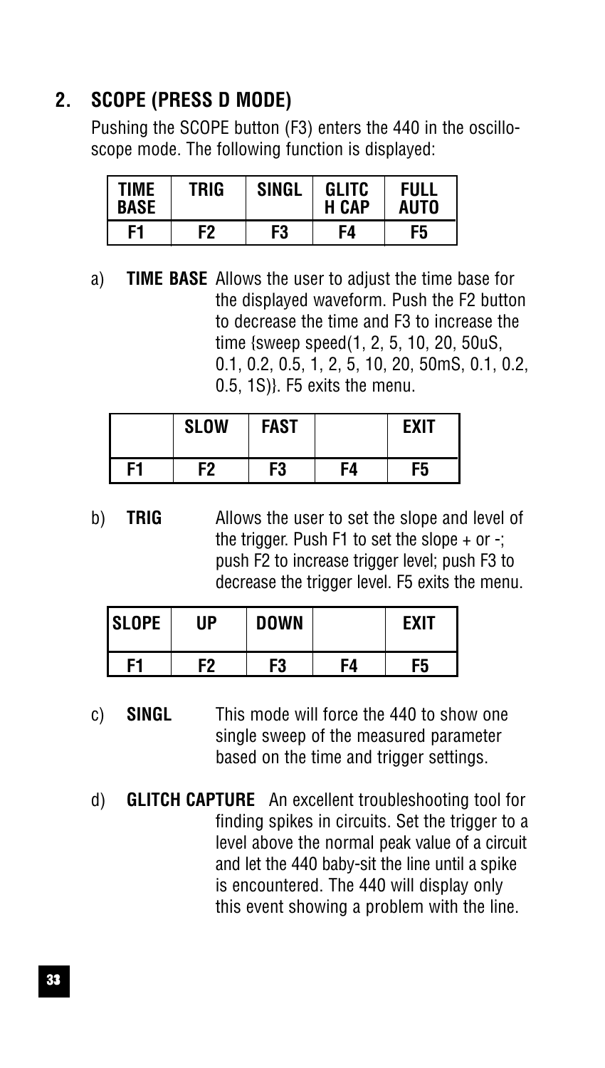## 2. SCOPE (PRESS D MODE)

Pushing the SCOPE button (F3) enters the 440 in the oscilloscope mode. The following function is displayed:

| TIME BASE | TRIG | SINGL | GLITC H CAP | FULL AUTO |
|---|---|---|---|---|
| F1 | F2 | F3 | F4 | F5 |

a) **TIME BASE** Allows the user to adjust the time base for the displayed waveform. Push the F2 button to decrease the time and F3 to increase the time {sweep speed(1, 2, 5, 10, 20, 50uS, 0.1, 0.2, 0.5, 1, 2, 5, 10, 20, 50mS, 0.1, 0.2, 0.5, 1S)}. F5 exits the menu.

| | SLOW | FAST | | EXIT |
|---|---|---|---|---|
| F1 | F2 | F3 | F4 | F5 |

b) **TRIG** Allows the user to set the slope and level of the trigger. Push F1 to set the slope + or -; push F2 to increase trigger level; push F3 to decrease the trigger level. F5 exits the menu.

| SLOPE | UP | DOWN | | EXIT |
|---|---|---|---|---|
| F1 | F2 | F3 | F4 | F5 |

c) **SINGL** This mode will force the 440 to show one single sweep of the measured parameter based on the time and trigger settings.

d) **GLITCH CAPTURE** An excellent troubleshooting tool for finding spikes in circuits. Set the trigger to a level above the normal peak value of a circuit and let the 440 baby-sit the line until a spike is encountered. The 440 will display only this event showing a problem with the line.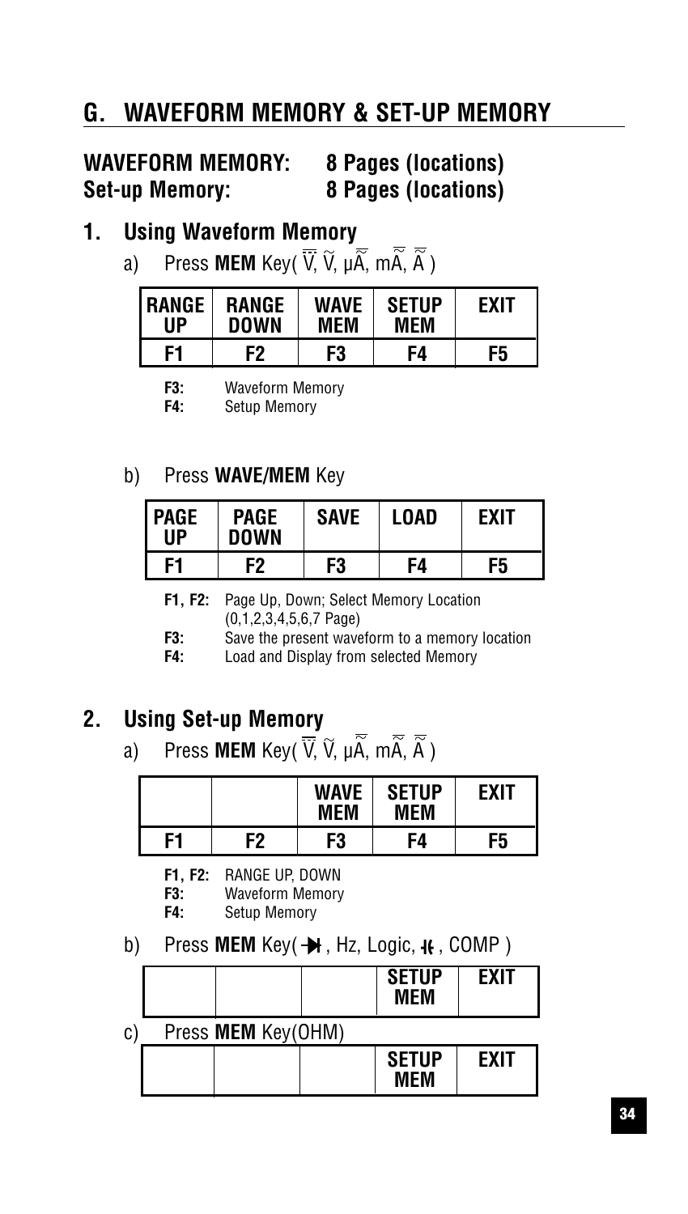## G. WAVEFORM MEMORY & SET-UP MEMORY

**WAVEFORM MEMORY: 8 Pages (locations)**
**Set-up Memory: 8 Pages (locations)**

### 1. Using Waveform Memory

a) Press **MEM** Key( $\overline{\overline{V}}$, $\widetilde{V}$, μ$\overline{\widetilde{A}}$, m$\overline{\widetilde{A}}$, $\overline{\widetilde{A}}$ )

| RANGE UP | RANGE DOWN | WAVE MEM | SETUP MEM | EXIT |
|---|---|---|---|---|
| F1 | F2 | F3 | F4 | F5 |

**F3:** Waveform Memory
**F4:** Setup Memory

b) Press **WAVE/MEM** Key

| PAGE UP | PAGE DOWN | SAVE | LOAD | EXIT |
|---|---|---|---|---|
| F1 | F2 | F3 | F4 | F5 |

**F1, F2:** Page Up, Down; Select Memory Location (0,1,2,3,4,5,6,7 Page)
**F3:** Save the present waveform to a memory location
**F4:** Load and Display from selected Memory

### 2. Using Set-up Memory

a) Press **MEM** Key( $\overline{\overline{V}}$, $\widetilde{V}$, μ$\overline{\widetilde{A}}$, m$\overline{\widetilde{A}}$, $\overline{\widetilde{A}}$ )

| | | WAVE MEM | SETUP MEM | EXIT |
|---|---|---|---|---|
| F1 | F2 | F3 | F4 | F5 |

**F1, F2:** RANGE UP, DOWN
**F3:** Waveform Memory
**F4:** Setup Memory

b) Press **MEM** Key( ⊳|, Hz, Logic, ⊣(, COMP )

| | | | SETUP MEM | EXIT |
|---|---|---|---|---|

c) Press **MEM** Key(OHM)

| | | | SETUP MEM | EXIT |
|---|---|---|---|---|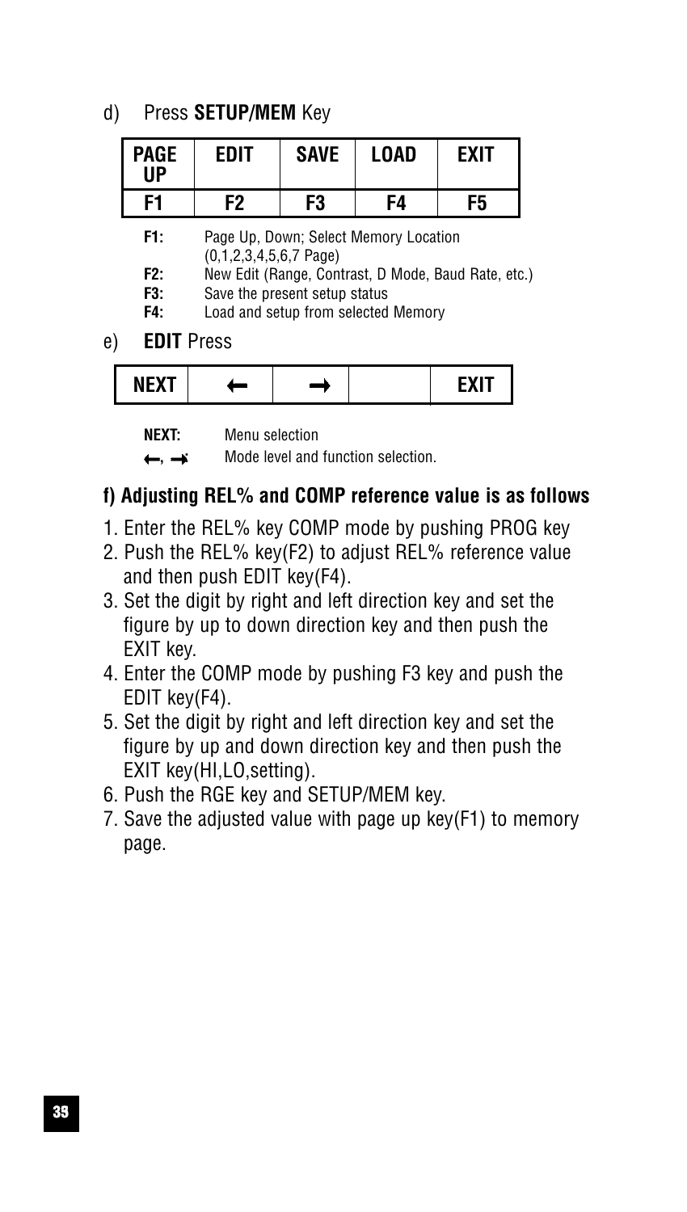d) Press **SETUP/MEM** Key

| PAGE UP | EDIT | SAVE | LOAD | EXIT |
|---|---|---|---|---|
| F1 | F2 | F3 | F4 | F5 |

**F1:** Page Up, Down; Select Memory Location (0,1,2,3,4,5,6,7 Page)
**F2:** New Edit (Range, Contrast, D Mode, Baud Rate, etc.)
**F3:** Save the present setup status
**F4:** Load and setup from selected Memory

e) **EDIT** Press

| NEXT | ← | → | | EXIT |
|---|---|---|---|---|

**NEXT:** Menu selection
**←, →:** Mode level and function selection.

**f) Adjusting REL% and COMP reference value is as follows**

1. Enter the REL% key COMP mode by pushing PROG key
2. Push the REL% key(F2) to adjust REL% reference value and then push EDIT key(F4).
3. Set the digit by right and left direction key and set the figure by up to down direction key and then push the EXIT key.
4. Enter the COMP mode by pushing F3 key and push the EDIT key(F4).
5. Set the digit by right and left direction key and set the figure by up and down direction key and then push the EXIT key(HI,LO,setting).
6. Push the RGE key and SETUP/MEM key.
7. Save the adjusted value with page up key(F1) to memory page.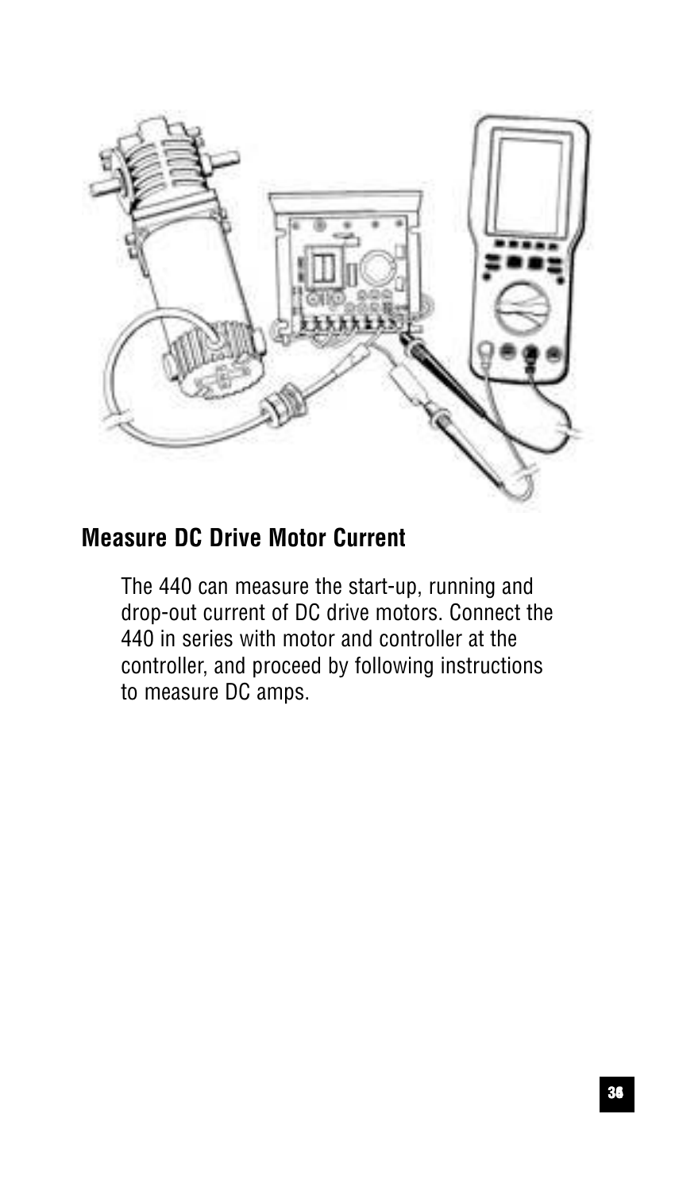## Measure DC Drive Motor Current

The 440 can measure the start-up, running and drop-out current of DC drive motors. Connect the 440 in series with motor and controller at the controller, and proceed by following instructions to measure DC amps.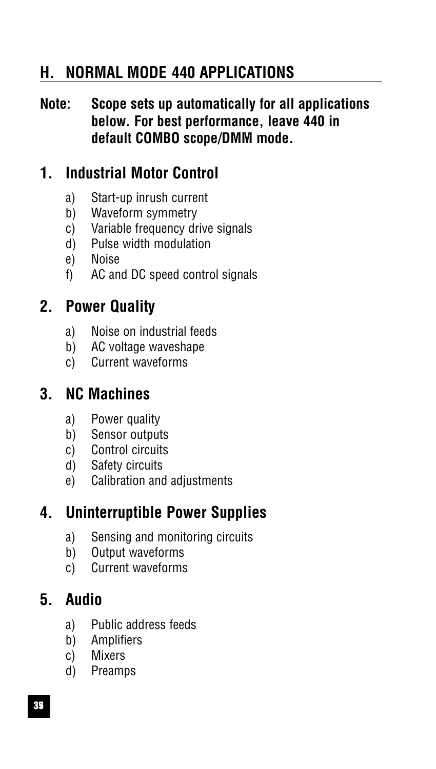## H. NORMAL MODE 440 APPLICATIONS

**Note: Scope sets up automatically for all applications below. For best performance, leave 440 in default COMBO scope/DMM mode.**

### 1. Industrial Motor Control

a) Start-up inrush current
b) Waveform symmetry
c) Variable frequency drive signals
d) Pulse width modulation
e) Noise
f) AC and DC speed control signals

### 2. Power Quality

a) Noise on industrial feeds
b) AC voltage waveshape
c) Current waveforms

### 3. NC Machines

a) Power quality
b) Sensor outputs
c) Control circuits
d) Safety circuits
e) Calibration and adjustments

### 4. Uninterruptible Power Supplies

a) Sensing and monitoring circuits
b) Output waveforms
c) Current waveforms

### 5. Audio

a) Public address feeds
b) Amplifiers
c) Mixers
d) Preamps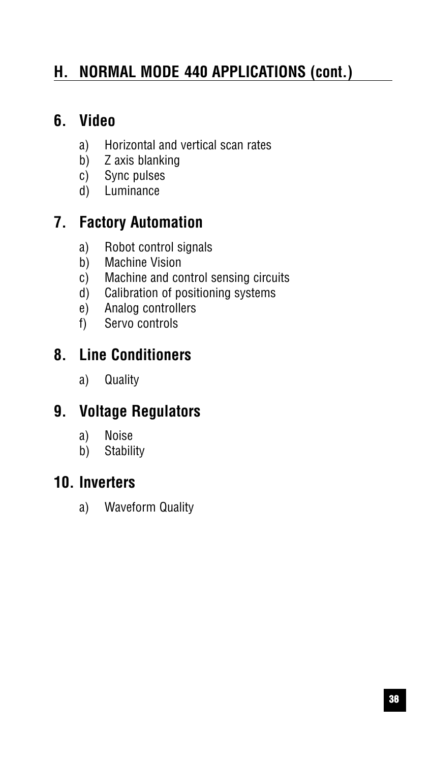## H. NORMAL MODE 440 APPLICATIONS (cont.)

### 6. Video

- a) Horizontal and vertical scan rates
- b) Z axis blanking
- c) Sync pulses
- d) Luminance

### 7. Factory Automation

- a) Robot control signals
- b) Machine Vision
- c) Machine and control sensing circuits
- d) Calibration of positioning systems
- e) Analog controllers
- f) Servo controls

### 8. Line Conditioners

- a) Quality

### 9. Voltage Regulators

- a) Noise
- b) Stability

### 10. Inverters

- a) Waveform Quality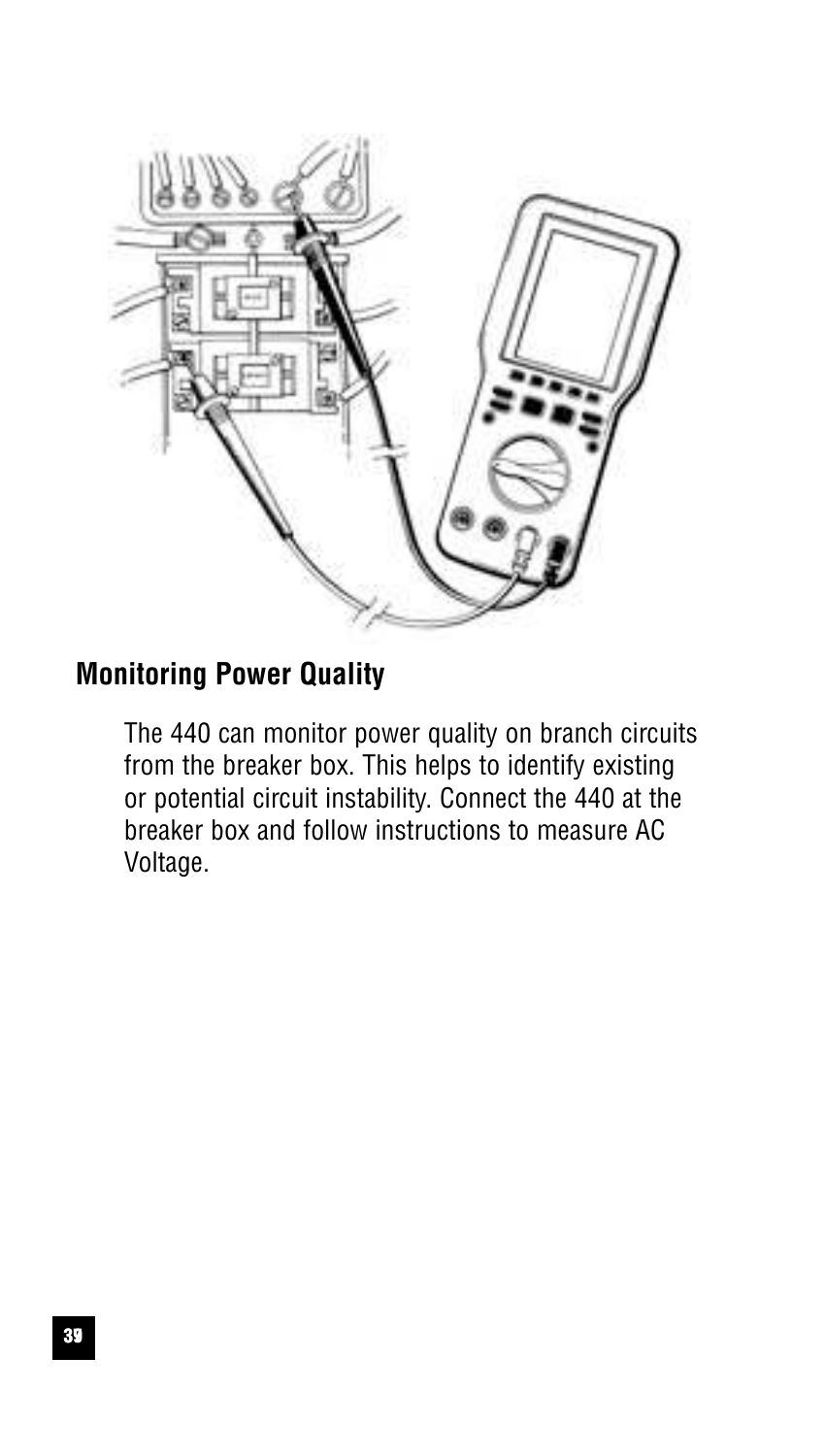## Monitoring Power Quality

The 440 can monitor power quality on branch circuits from the breaker box. This helps to identify existing or potential circuit instability. Connect the 440 at the breaker box and follow instructions to measure AC Voltage.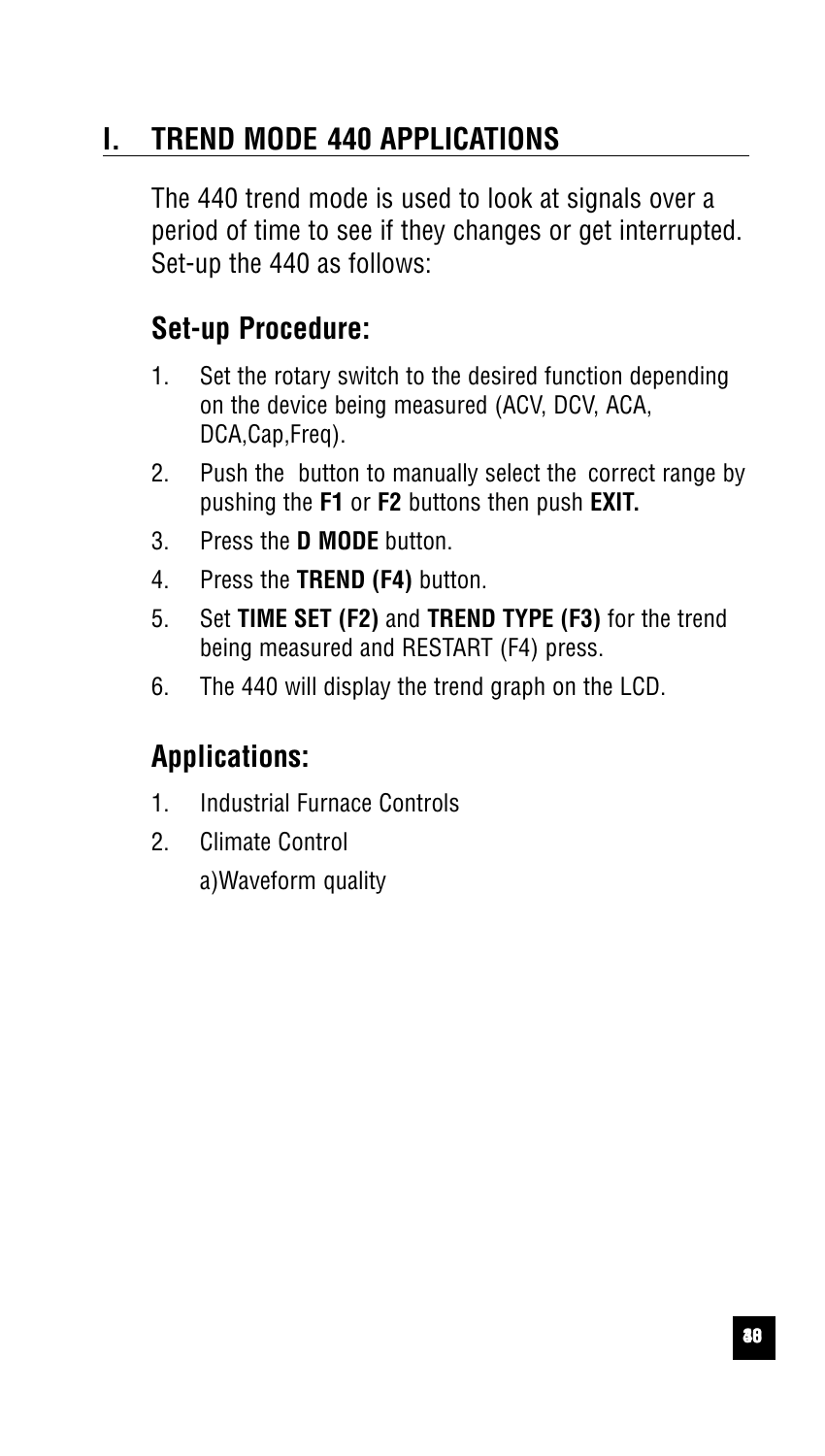## I. TREND MODE 440 APPLICATIONS

The 440 trend mode is used to look at signals over a period of time to see if they changes or get interrupted. Set-up the 440 as follows:

### Set-up Procedure:

1. Set the rotary switch to the desired function depending on the device being measured (ACV, DCV, ACA, DCA,Cap,Freq).
2. Push the  button to manually select the  correct range by pushing the **F1** or **F2** buttons then push **EXIT.**
3. Press the **D MODE** button.
4. Press the **TREND (F4)** button.
5. Set **TIME SET (F2)** and **TREND TYPE (F3)** for the trend being measured and RESTART (F4) press.
6. The 440 will display the trend graph on the LCD.

### Applications:

1. Industrial Furnace Controls
2. Climate Control

   a)Waveform quality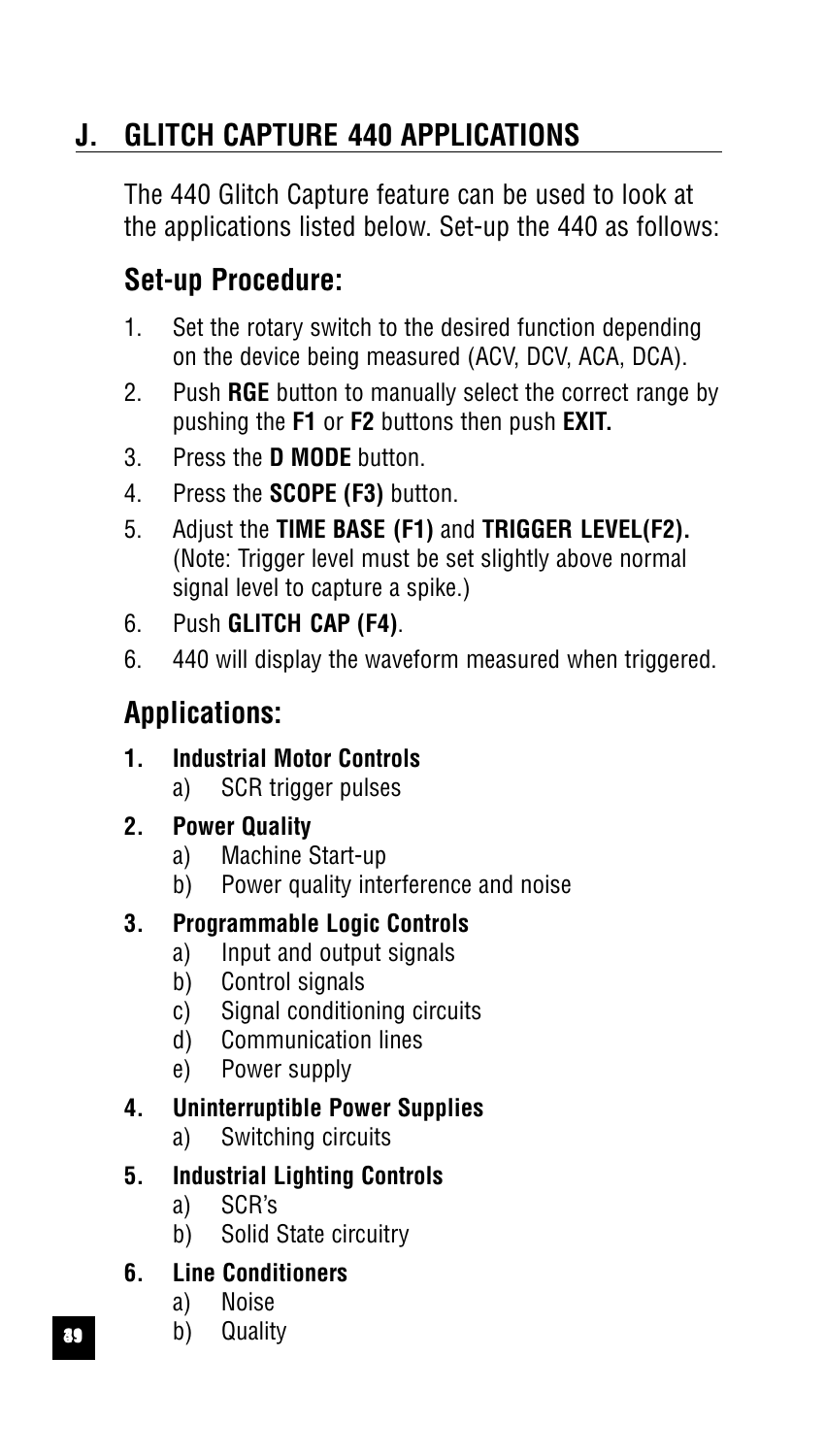## J. GLITCH CAPTURE 440 APPLICATIONS

The 440 Glitch Capture feature can be used to look at the applications listed below. Set-up the 440 as follows:

### Set-up Procedure:

1. Set the rotary switch to the desired function depending on the device being measured (ACV, DCV, ACA, DCA).
2. Push **RGE** button to manually select the correct range by pushing the **F1** or **F2** buttons then push **EXIT.**
3. Press the **D MODE** button.
4. Press the **SCOPE (F3)** button.
5. Adjust the **TIME BASE (F1)** and **TRIGGER LEVEL(F2).** (Note: Trigger level must be set slightly above normal signal level to capture a spike.)
6. Push **GLITCH CAP (F4)**.
6. 440 will display the waveform measured when triggered.

### Applications:

**1. Industrial Motor Controls**
   a) SCR trigger pulses

**2. Power Quality**
   a) Machine Start-up
   b) Power quality interference and noise

**3. Programmable Logic Controls**
   a) Input and output signals
   b) Control signals
   c) Signal conditioning circuits
   d) Communication lines
   e) Power supply

**4. Uninterruptible Power Supplies**
   a) Switching circuits

**5. Industrial Lighting Controls**
   a) SCR's
   b) Solid State circuitry

**6. Line Conditioners**
   a) Noise
   b) Quality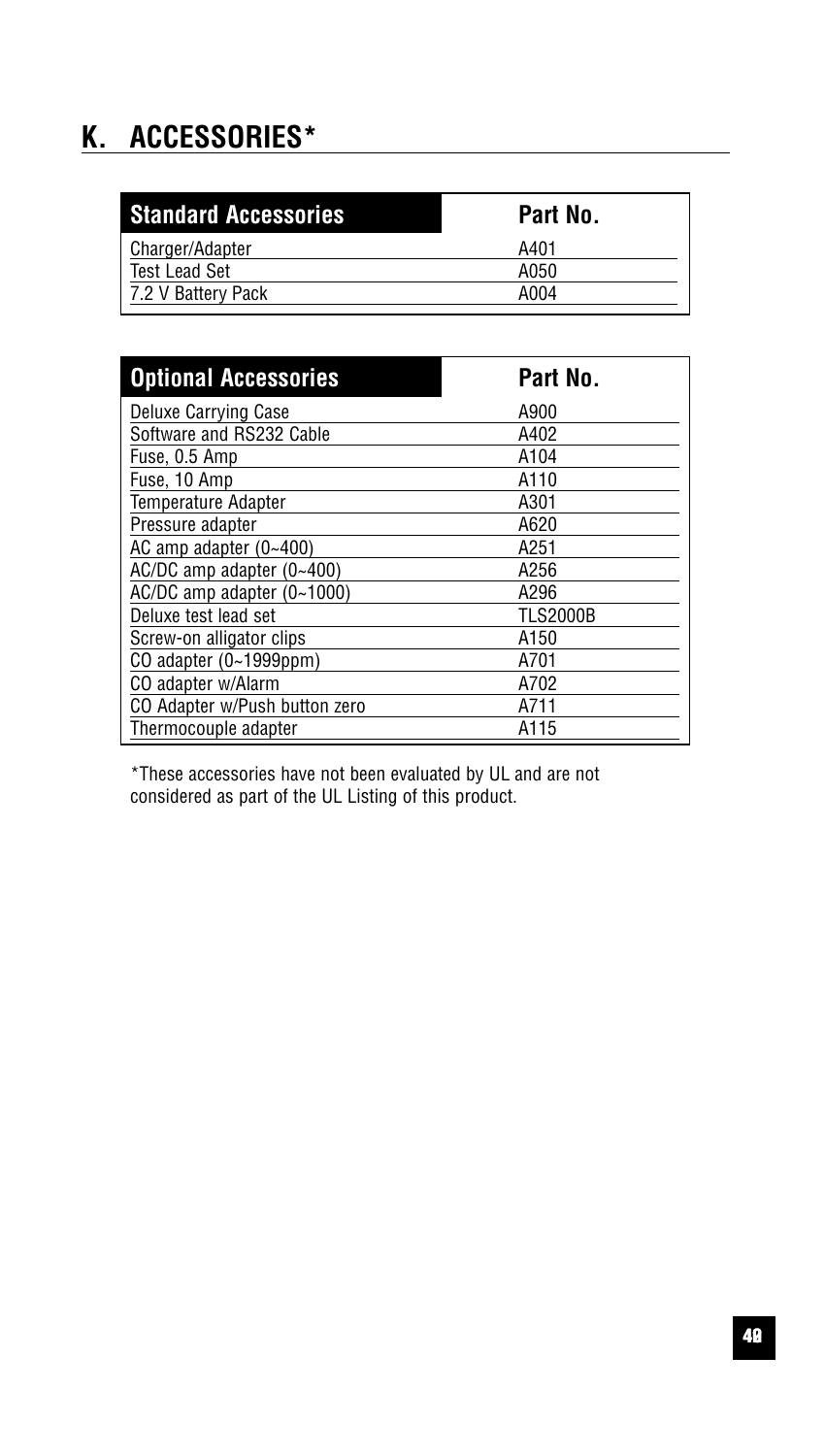## K. ACCESSORIES*

| Standard Accessories | Part No. |
| --- | --- |
| Charger/Adapter | A401 |
| Test Lead Set | A050 |
| 7.2 V Battery Pack | A004 |

| Optional Accessories | Part No. |
| --- | --- |
| Deluxe Carrying Case | A900 |
| Software and RS232 Cable | A402 |
| Fuse, 0.5 Amp | A104 |
| Fuse, 10 Amp | A110 |
| Temperature Adapter | A301 |
| Pressure adapter | A620 |
| AC amp adapter (0~400) | A251 |
| AC/DC amp adapter (0~400) | A256 |
| AC/DC amp adapter (0~1000) | A296 |
| Deluxe test lead set | TLS2000B |
| Screw-on alligator clips | A150 |
| CO adapter (0~1999ppm) | A701 |
| CO adapter w/Alarm | A702 |
| CO Adapter w/Push button zero | A711 |
| Thermocouple adapter | A115 |

*These accessories have not been evaluated by UL and are not considered as part of the UL Listing of this product.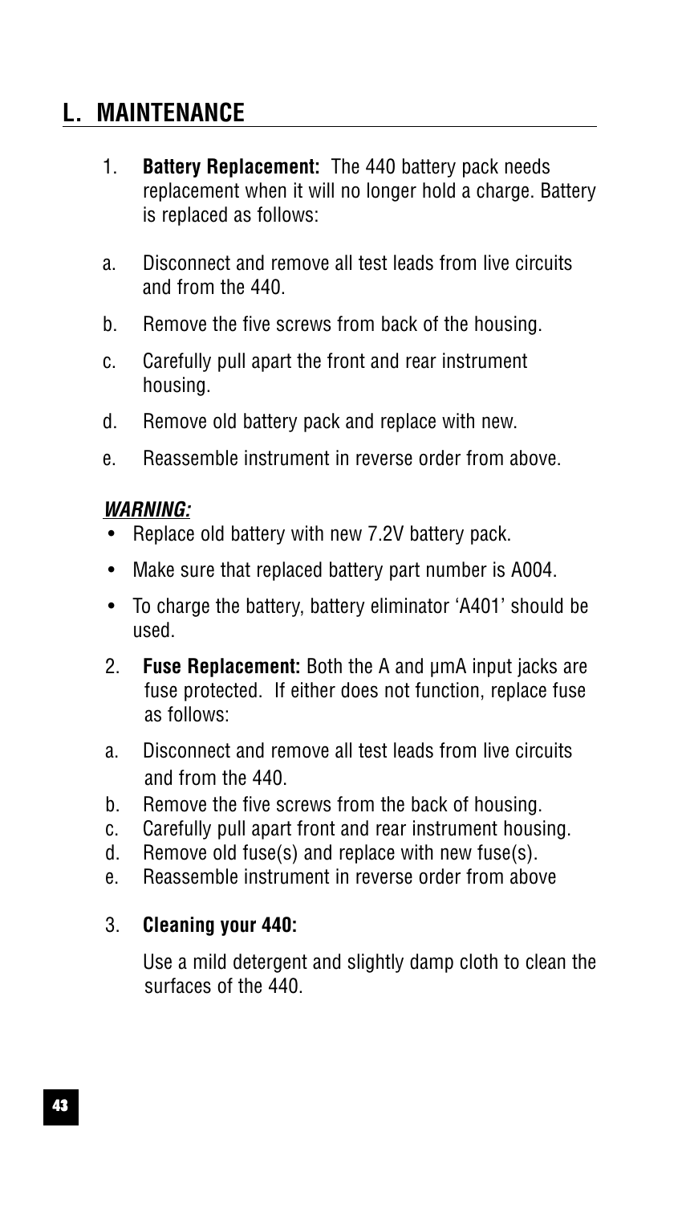## L. MAINTENANCE

1. **Battery Replacement:** The 440 battery pack needs replacement when it will no longer hold a charge. Battery is replaced as follows:

a. Disconnect and remove all test leads from live circuits and from the 440.

b. Remove the five screws from back of the housing.

c. Carefully pull apart the front and rear instrument housing.

d. Remove old battery pack and replace with new.

e. Reassemble instrument in reverse order from above.

***WARNING:***

- Replace old battery with new 7.2V battery pack.
- Make sure that replaced battery part number is A004.
- To charge the battery, battery eliminator 'A401' should be used.

2. **Fuse Replacement:** Both the A and µmA input jacks are fuse protected. If either does not function, replace fuse as follows:

a. Disconnect and remove all test leads from live circuits and from the 440.
b. Remove the five screws from the back of housing.
c. Carefully pull apart front and rear instrument housing.
d. Remove old fuse(s) and replace with new fuse(s).
e. Reassemble instrument in reverse order from above

3. **Cleaning your 440:**

Use a mild detergent and slightly damp cloth to clean the surfaces of the 440.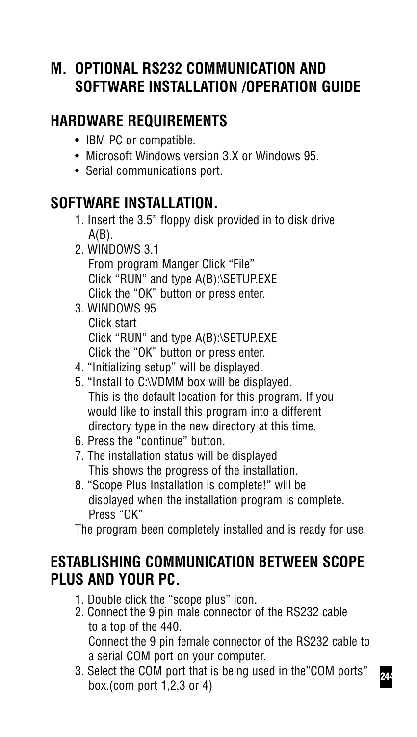## M. OPTIONAL RS232 COMMUNICATION AND SOFTWARE INSTALLATION /OPERATION GUIDE

### HARDWARE REQUIREMENTS

- IBM PC or compatible.
- Microsoft Windows version 3.X or Windows 95.
- Serial communications port.

### SOFTWARE INSTALLATION.

1. Insert the 3.5" floppy disk provided in to disk drive A(B).
2. WINDOWS 3.1
   From program Manger Click "File"
   Click "RUN" and type A(B):\SETUP.EXE
   Click the "OK" button or press enter.
3. WINDOWS 95
   Click start
   Click "RUN" and type A(B):\SETUP.EXE
   Click the "OK" button or press enter.
4. "Initializing setup" will be displayed.
5. "Install to C:\VDMM box will be displayed.
   This is the default location for this program. If you would like to install this program into a different directory type in the new directory at this time.
6. Press the "continue" button.
7. The installation status will be displayed
   This shows the progress of the installation.
8. "Scope Plus Installation is complete!" will be displayed when the installation program is complete.
   Press "OK"

The program been completely installed and is ready for use.

### ESTABLISHING COMMUNICATION BETWEEN SCOPE PLUS AND YOUR PC.

1. Double click the "scope plus" icon.
2. Connect the 9 pin male connector of the RS232 cable to a top of the 440.
   Connect the 9 pin female connector of the RS232 cable to a serial COM port on your computer.
3. Select the COM port that is being used in the"COM ports" box.(com port 1,2,3 or 4)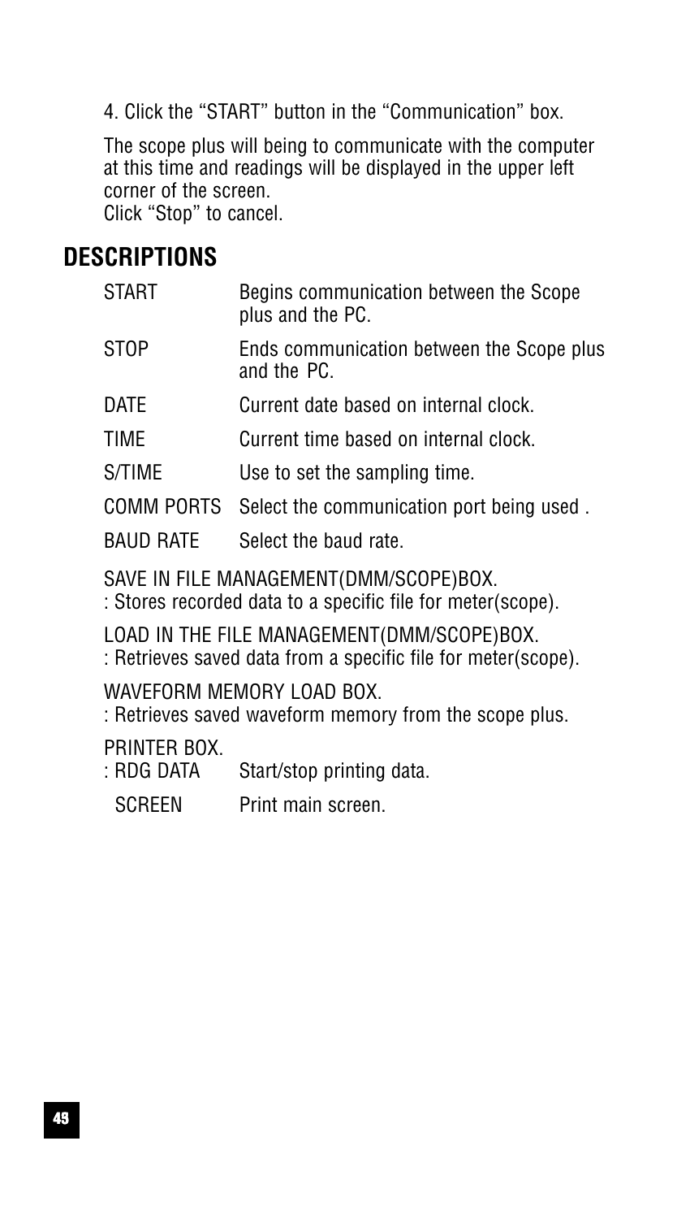4. Click the “START” button in the “Communication” box.

The scope plus will being to communicate with the computer at this time and readings will be displayed in the upper left corner of the screen.
Click “Stop” to cancel.

## DESCRIPTIONS

| | |
|---|---|
| START | Begins communication between the Scope plus and the PC. |
| STOP | Ends communication between the Scope plus and the PC. |
| DATE | Current date based on internal clock. |
| TIME | Current time based on internal clock. |
| S/TIME | Use to set the sampling time. |
| COMM PORTS | Select the communication port being used . |
| BAUD RATE | Select the baud rate. |

SAVE IN FILE MANAGEMENT(DMM/SCOPE)BOX.
: Stores recorded data to a specific file for meter(scope).

LOAD IN THE FILE MANAGEMENT(DMM/SCOPE)BOX.
: Retrieves saved data from a specific file for meter(scope).

WAVEFORM MEMORY LOAD BOX.
: Retrieves saved waveform memory from the scope plus.

PRINTER BOX.

| | |
|---|---|
| : RDG DATA | Start/stop printing data. |
| SCREEN | Print main screen. |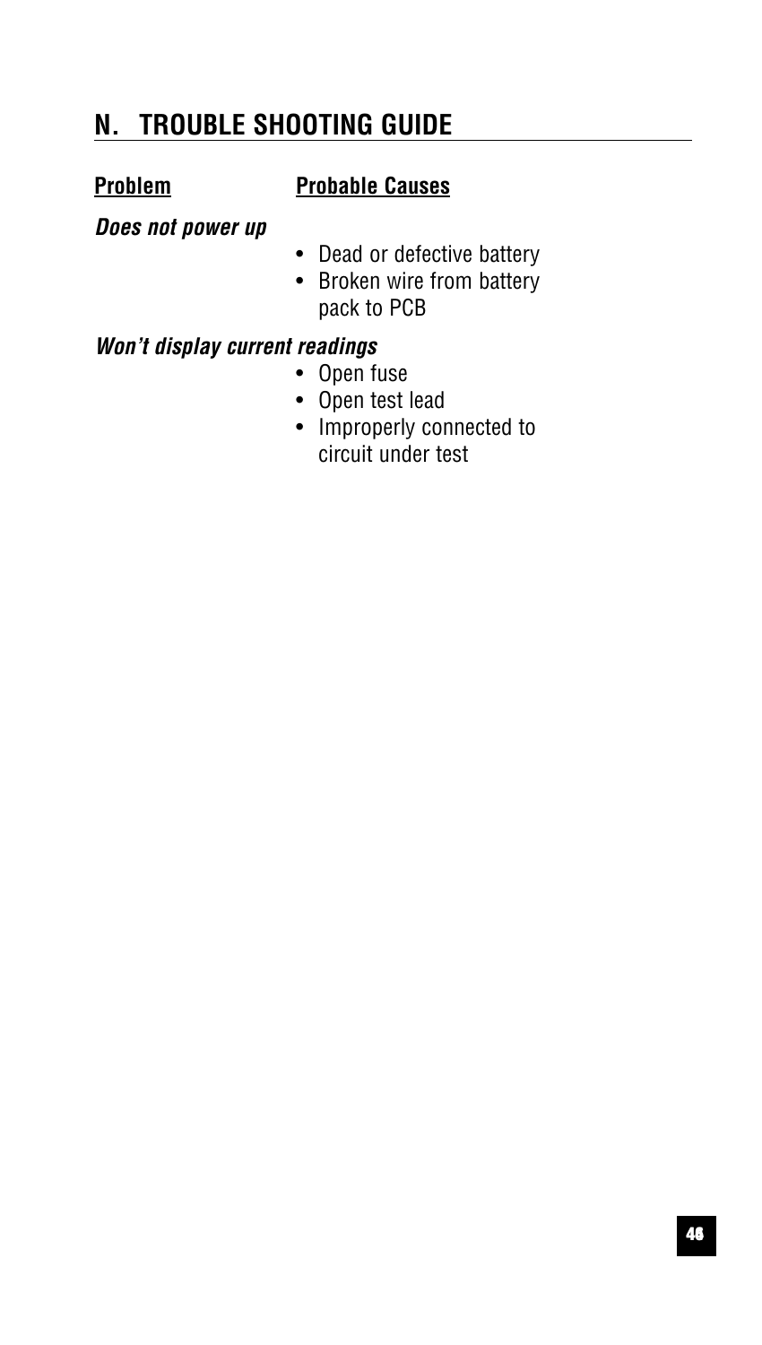## N. TROUBLE SHOOTING GUIDE

| Problem | Probable Causes |
|---|---|
| ***Does not power up*** | • Dead or defective battery<br>• Broken wire from battery pack to PCB |
| ***Won't display current readings*** | • Open fuse<br>• Open test lead<br>• Improperly connected to circuit under test |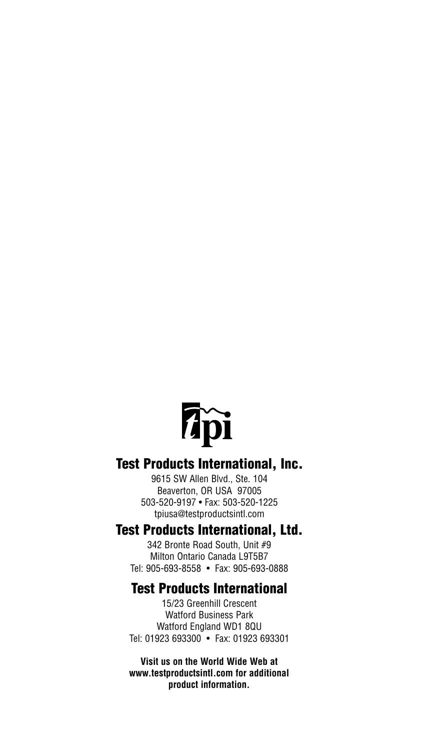tpi

## Test Products International, Inc.

9615 SW Allen Blvd., Ste. 104
Beaverton, OR USA 97005
503-520-9197 • Fax: 503-520-1225
tpiusa@testproductsintl.com

## Test Products International, Ltd.

342 Bronte Road South, Unit #9
Milton Ontario Canada L9T5B7
Tel: 905-693-8558 • Fax: 905-693-0888

## Test Products International

15/23 Greenhill Crescent
Watford Business Park
Watford England WD1 8QU
Tel: 01923 693300 • Fax: 01923 693301

**Visit us on the World Wide Web at www.testproductsintl.com for additional product information.**